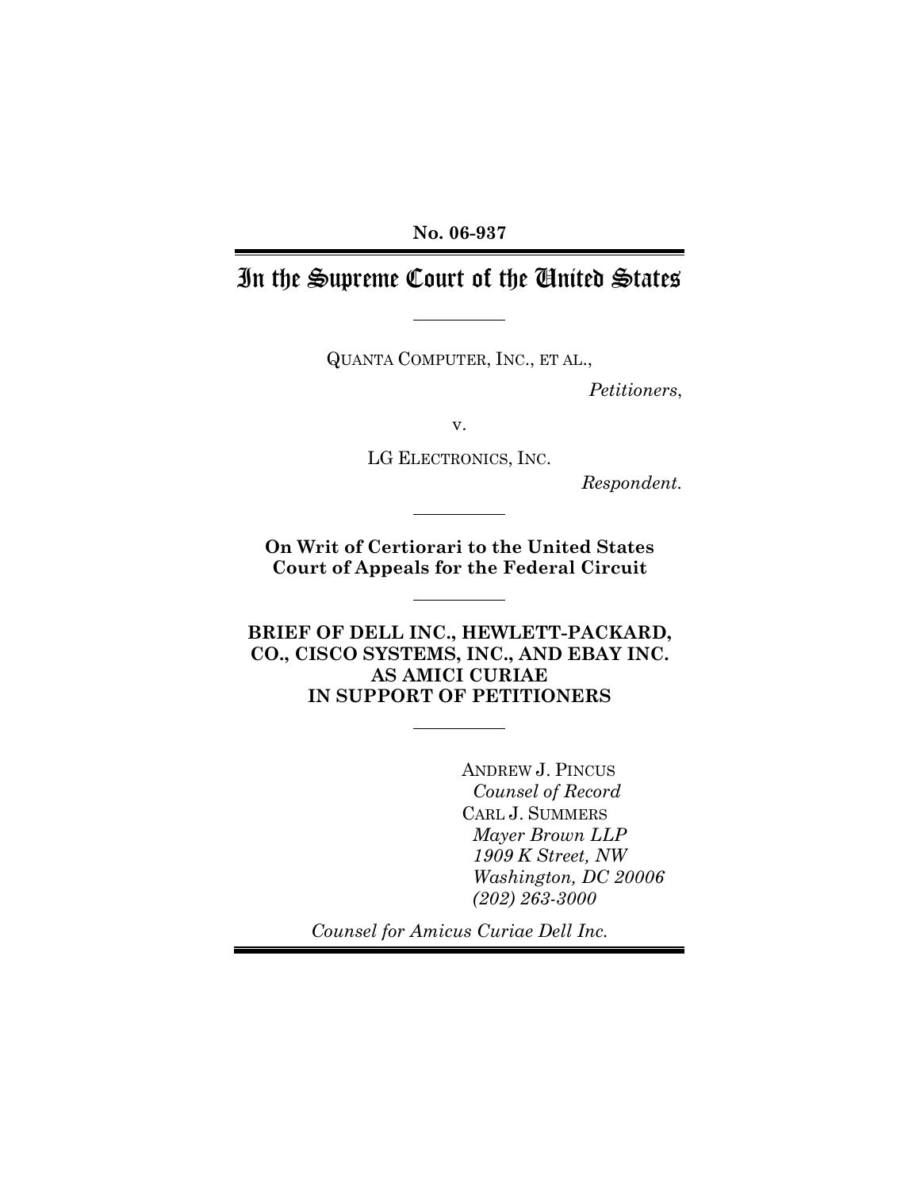**No. 06-937**

# In the Supreme Court of the United States

---

QUANTA COMPUTER, INC., ET AL.,

*Petitioners*,

v.

LG ELECTRONICS, INC.

*Respondent.*

---

**On Writ of Certiorari to the United States Court of Appeals for the Federal Circuit**

---

**BRIEF OF DELL INC., HEWLETT-PACKARD, CO., CISCO SYSTEMS, INC., AND EBAY INC. AS AMICI CURIAE IN SUPPORT OF PETITIONERS**

---

ANDREW J. PINCUS
*Counsel of Record*
CARL J. SUMMERS
*Mayer Brown LLP*
*1909 K Street, NW*
*Washington, DC 20006*
*(202) 263-3000*

*Counsel for Amicus Curiae Dell Inc.*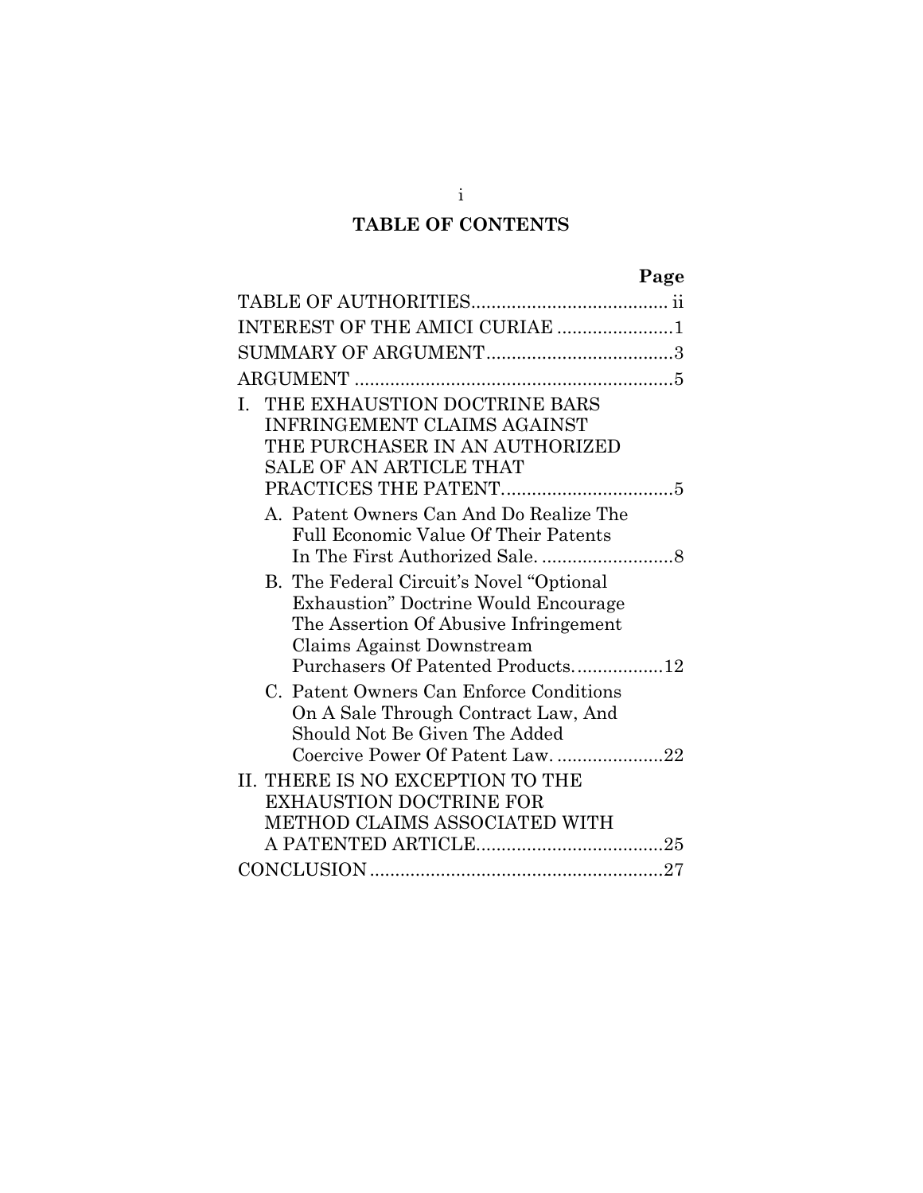# TABLE OF CONTENTS

| | Page |
|---|---|
| TABLE OF AUTHORITIES | ii |
| INTEREST OF THE AMICI CURIAE | 1 |
| SUMMARY OF ARGUMENT | 3 |
| ARGUMENT | 5 |
| I. THE EXHAUSTION DOCTRINE BARS INFRINGEMENT CLAIMS AGAINST THE PURCHASER IN AN AUTHORIZED SALE OF AN ARTICLE THAT PRACTICES THE PATENT | 5 |
| A. Patent Owners Can And Do Realize The Full Economic Value Of Their Patents In The First Authorized Sale. | 8 |
| B. The Federal Circuit's Novel "Optional Exhaustion" Doctrine Would Encourage The Assertion Of Abusive Infringement Claims Against Downstream Purchasers Of Patented Products. | 12 |
| C. Patent Owners Can Enforce Conditions On A Sale Through Contract Law, And Should Not Be Given The Added Coercive Power Of Patent Law. | 22 |
| II. THERE IS NO EXCEPTION TO THE EXHAUSTION DOCTRINE FOR METHOD CLAIMS ASSOCIATED WITH A PATENTED ARTICLE | 25 |
| CONCLUSION | 27 |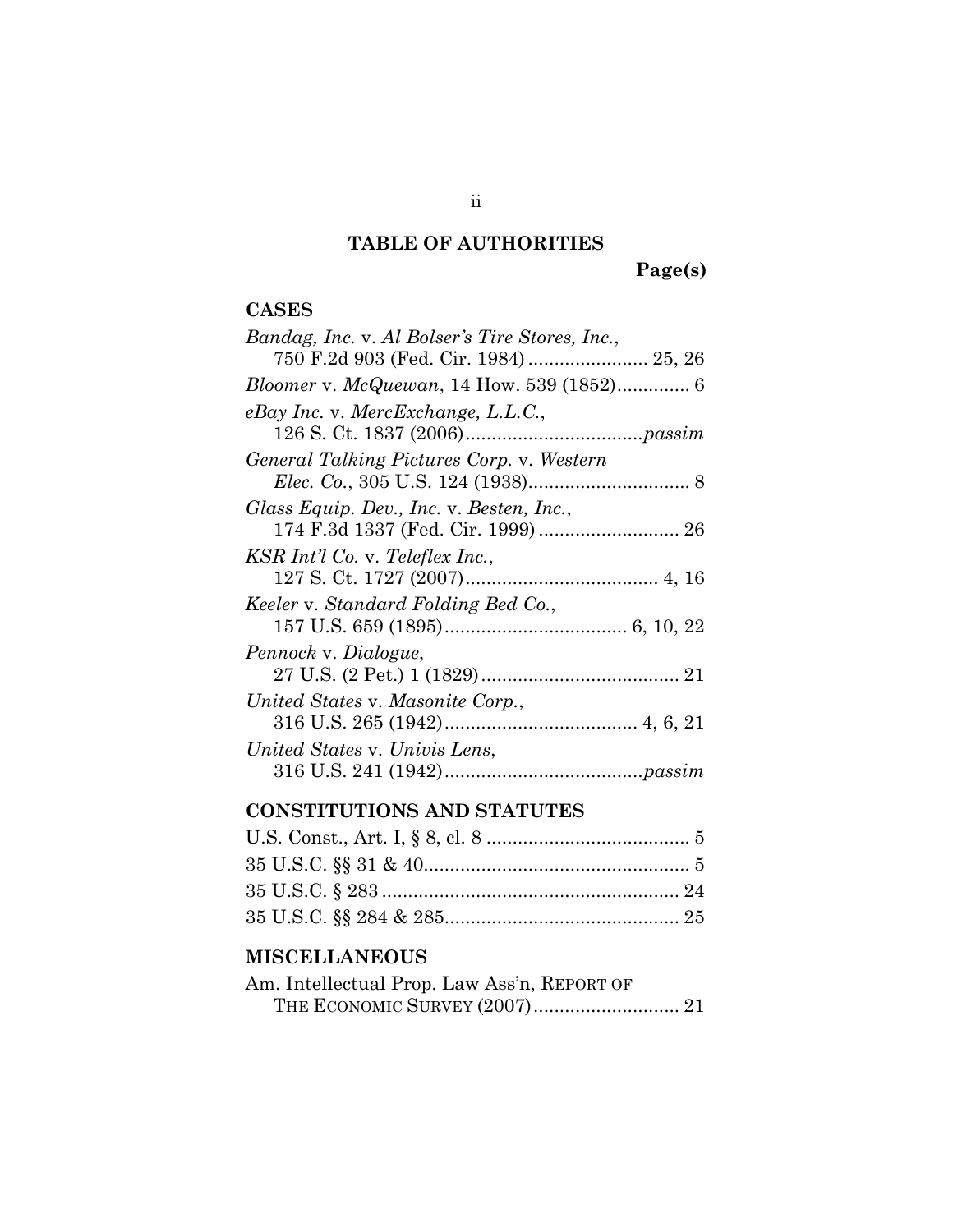# TABLE OF AUTHORITIES

**Page(s)**

## CASES

*Bandag, Inc.* v. *Al Bolser's Tire Stores, Inc.*, 750 F.2d 903 (Fed. Cir. 1984) ....................... 25, 26

*Bloomer* v. *McQuewan*, 14 How. 539 (1852)............. 6

*eBay Inc.* v. *MercExchange, L.L.C.*, 126 S. Ct. 1837 (2006).................................*passim*

*General Talking Pictures Corp.* v. *Western Elec. Co.*, 305 U.S. 124 (1938)............................... 8

*Glass Equip. Dev., Inc.* v. *Besten, Inc.*, 174 F.3d 1337 (Fed. Cir. 1999) ........................... 26

*KSR Int'l Co.* v. *Teleflex Inc.*, 127 S. Ct. 1727 (2007)..................................... 4, 16

*Keeler* v. *Standard Folding Bed Co.*, 157 U.S. 659 (1895).................................. 6, 10, 22

*Pennock* v. *Dialogue*, 27 U.S. (2 Pet.) 1 (1829)...................................... 21

*United States* v. *Masonite Corp.*, 316 U.S. 265 (1942)..................................... 4, 6, 21

*United States* v. *Univis Lens*, 316 U.S. 241 (1942).....................................*passim*

## CONSTITUTIONS AND STATUTES

U.S. Const., Art. I, § 8, cl. 8 ....................................... 5

35 U.S.C. §§ 31 & 40................................................... 5

35 U.S.C. § 283 ......................................................... 24

35 U.S.C. §§ 284 & 285............................................. 25

## MISCELLANEOUS

Am. Intellectual Prop. Law Ass'n, REPORT OF THE ECONOMIC SURVEY (2007)............................ 21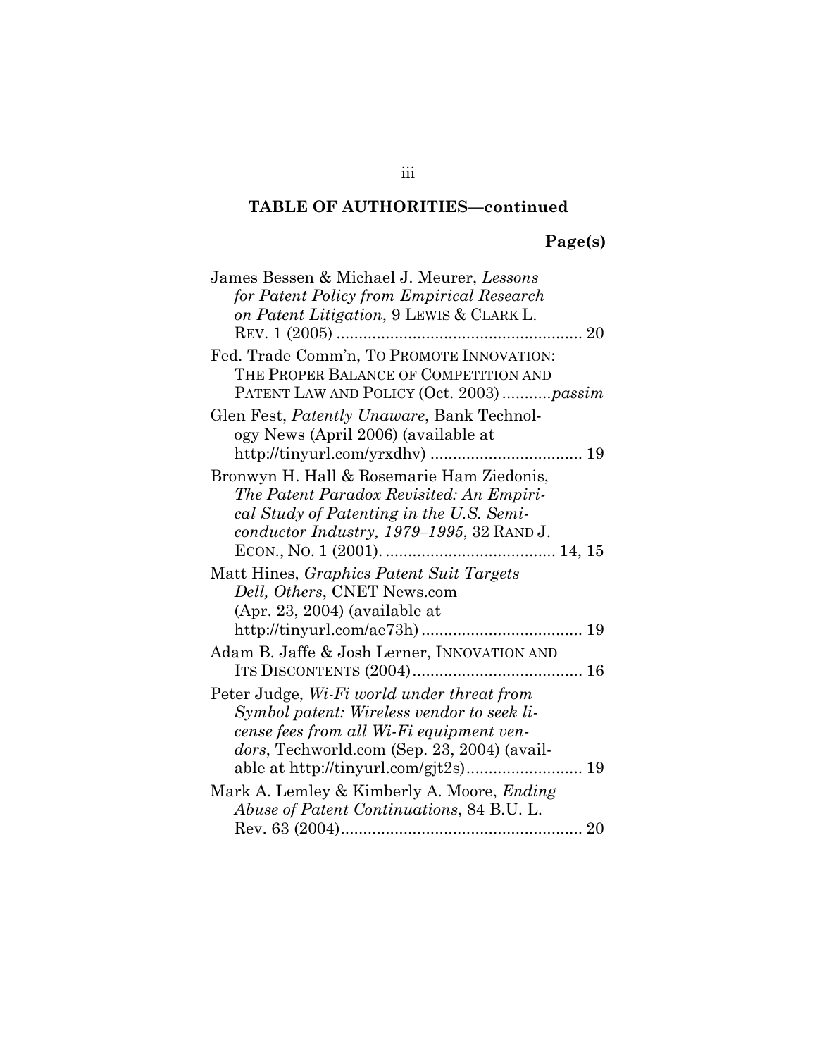**TABLE OF AUTHORITIES—continued**

**Page(s)**

James Bessen & Michael J. Meurer, *Lessons for Patent Policy from Empirical Research on Patent Litigation*, 9 LEWIS & CLARK L. REV. 1 (2005) ....................................................... 20

Fed. Trade Comm'n, TO PROMOTE INNOVATION: THE PROPER BALANCE OF COMPETITION AND PATENT LAW AND POLICY (Oct. 2003) ...........*passim*

Glen Fest, *Patently Unaware*, Bank Technology News (April 2006) (available at http://tinyurl.com/yrxdhv) .................................. 19

Bronwyn H. Hall & Rosemarie Ham Ziedonis, *The Patent Paradox Revisited: An Empirical Study of Patenting in the U.S. Semiconductor Industry, 1979–1995*, 32 RAND J. ECON., NO. 1 (2001). ...................................... 14, 15

Matt Hines, *Graphics Patent Suit Targets Dell, Others*, CNET News.com (Apr. 23, 2004) (available at http://tinyurl.com/ae73h) .................................... 19

Adam B. Jaffe & Josh Lerner, INNOVATION AND ITS DISCONTENTS (2004)...................................... 16

Peter Judge, *Wi-Fi world under threat from Symbol patent: Wireless vendor to seek license fees from all Wi-Fi equipment vendors*, Techworld.com (Sep. 23, 2004) (available at http://tinyurl.com/gjt2s).......................... 19

Mark A. Lemley & Kimberly A. Moore, *Ending Abuse of Patent Continuations*, 84 B.U. L. Rev. 63 (2004)...................................................... 20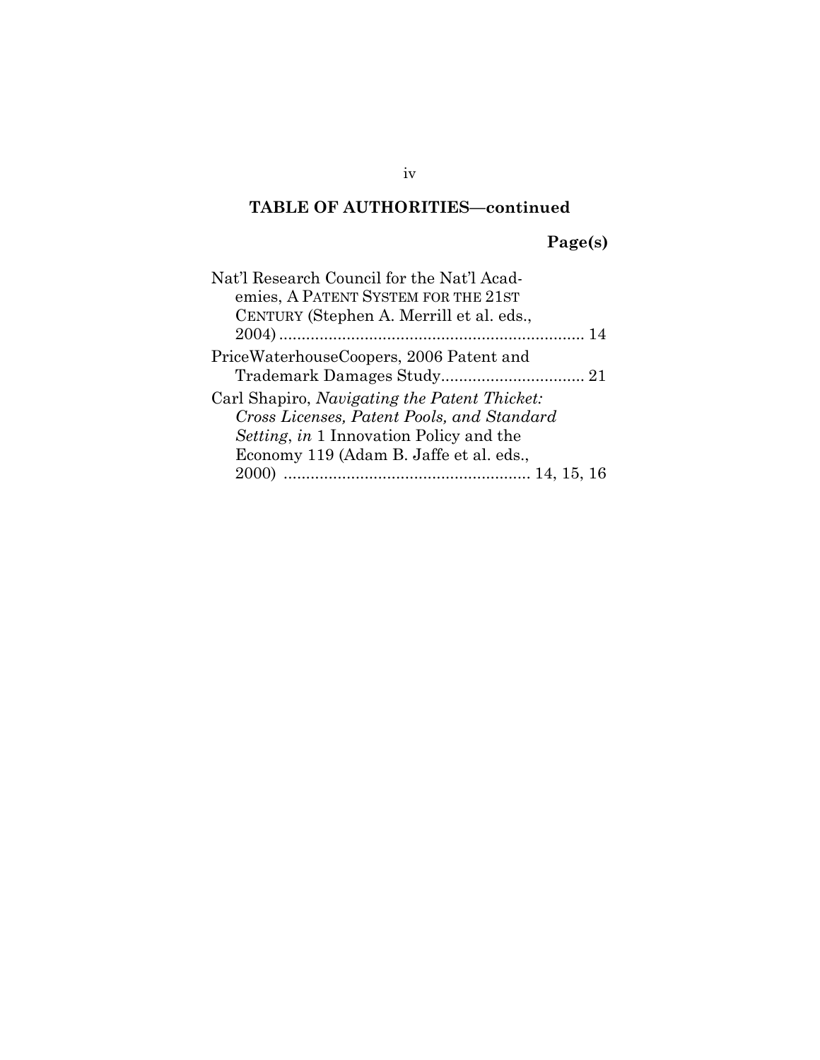## TABLE OF AUTHORITIES—continued

**Page(s)**

Nat'l Research Council for the Nat'l Academies, A PATENT SYSTEM FOR THE 21ST CENTURY (Stephen A. Merrill et al. eds., 2004) .................................................................... 14

PriceWaterhouseCoopers, 2006 Patent and Trademark Damages Study................................ 21

Carl Shapiro, *Navigating the Patent Thicket: Cross Licenses, Patent Pools, and Standard Setting*, *in* 1 Innovation Policy and the Economy 119 (Adam B. Jaffe et al. eds., 2000) ...................................................... 14, 15, 16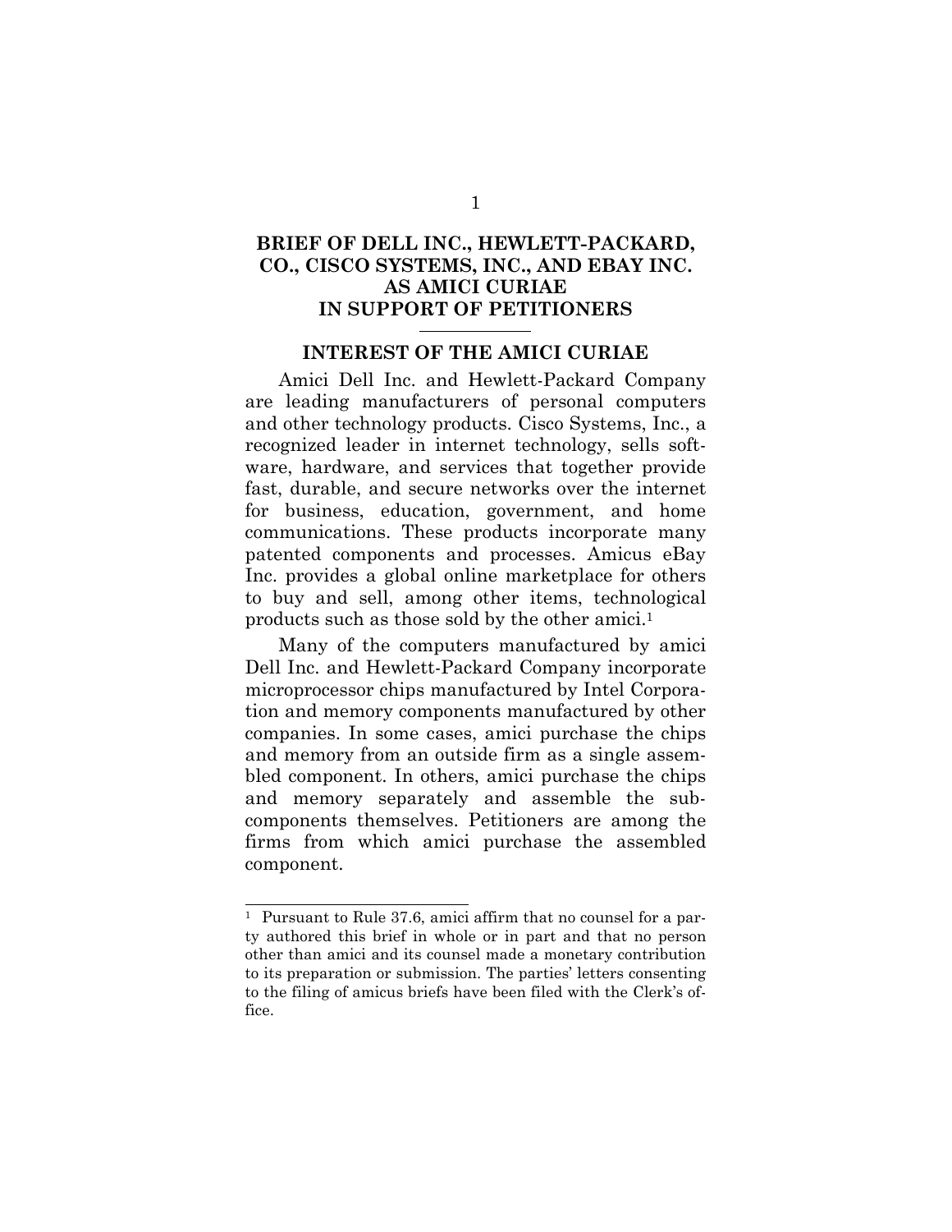# BRIEF OF DELL INC., HEWLETT-PACKARD, CO., CISCO SYSTEMS, INC., AND EBAY INC. AS AMICI CURIAE IN SUPPORT OF PETITIONERS

## INTEREST OF THE AMICI CURIAE

Amici Dell Inc. and Hewlett-Packard Company are leading manufacturers of personal computers and other technology products. Cisco Systems, Inc., a recognized leader in internet technology, sells software, hardware, and services that together provide fast, durable, and secure networks over the internet for business, education, government, and home communications. These products incorporate many patented components and processes. Amicus eBay Inc. provides a global online marketplace for others to buy and sell, among other items, technological products such as those sold by the other amici.[1]

Many of the computers manufactured by amici Dell Inc. and Hewlett-Packard Company incorporate microprocessor chips manufactured by Intel Corporation and memory components manufactured by other companies. In some cases, amici purchase the chips and memory from an outside firm as a single assembled component. In others, amici purchase the chips and memory separately and assemble the subcomponents themselves. Petitioners are among the firms from which amici purchase the assembled component.

---

[1] Pursuant to Rule 37.6, amici affirm that no counsel for a party authored this brief in whole or in part and that no person other than amici and its counsel made a monetary contribution to its preparation or submission. The parties' letters consenting to the filing of amicus briefs have been filed with the Clerk's office.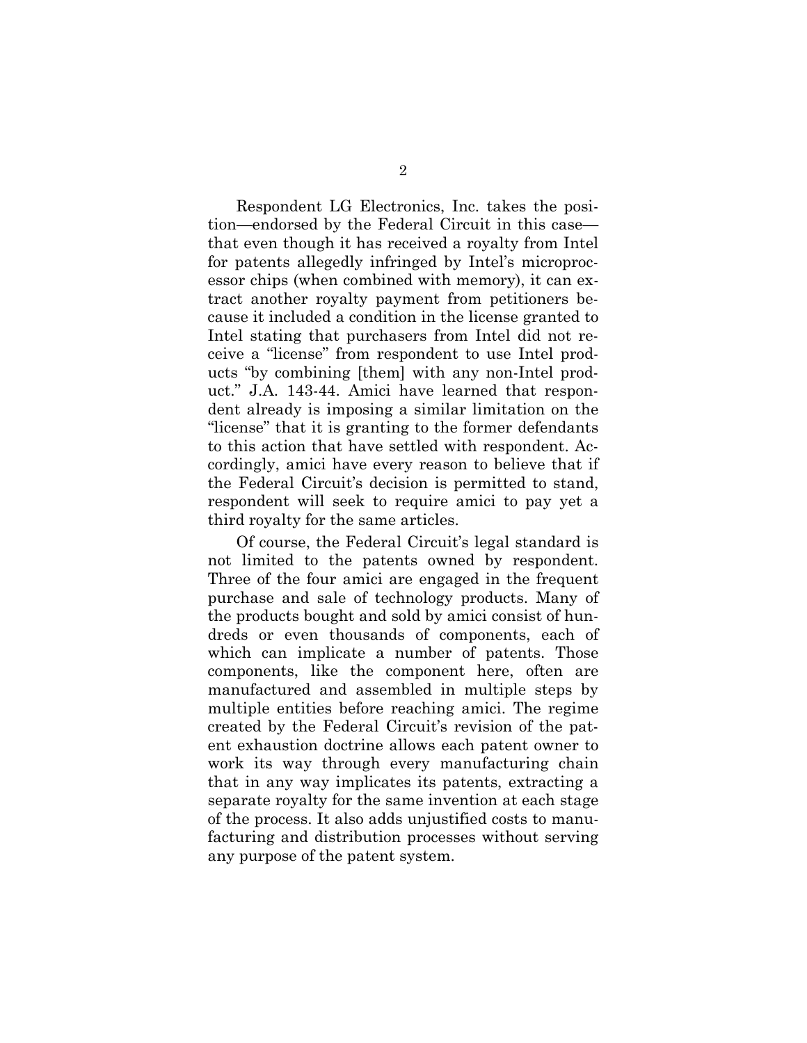Respondent LG Electronics, Inc. takes the position—endorsed by the Federal Circuit in this case—that even though it has received a royalty from Intel for patents allegedly infringed by Intel's microprocessor chips (when combined with memory), it can extract another royalty payment from petitioners because it included a condition in the license granted to Intel stating that purchasers from Intel did not receive a "license" from respondent to use Intel products "by combining [them] with any non-Intel product." J.A. 143-44. Amici have learned that respondent already is imposing a similar limitation on the "license" that it is granting to the former defendants to this action that have settled with respondent. Accordingly, amici have every reason to believe that if the Federal Circuit's decision is permitted to stand, respondent will seek to require amici to pay yet a third royalty for the same articles.

Of course, the Federal Circuit's legal standard is not limited to the patents owned by respondent. Three of the four amici are engaged in the frequent purchase and sale of technology products. Many of the products bought and sold by amici consist of hundreds or even thousands of components, each of which can implicate a number of patents. Those components, like the component here, often are manufactured and assembled in multiple steps by multiple entities before reaching amici. The regime created by the Federal Circuit's revision of the patent exhaustion doctrine allows each patent owner to work its way through every manufacturing chain that in any way implicates its patents, extracting a separate royalty for the same invention at each stage of the process. It also adds unjustified costs to manufacturing and distribution processes without serving any purpose of the patent system.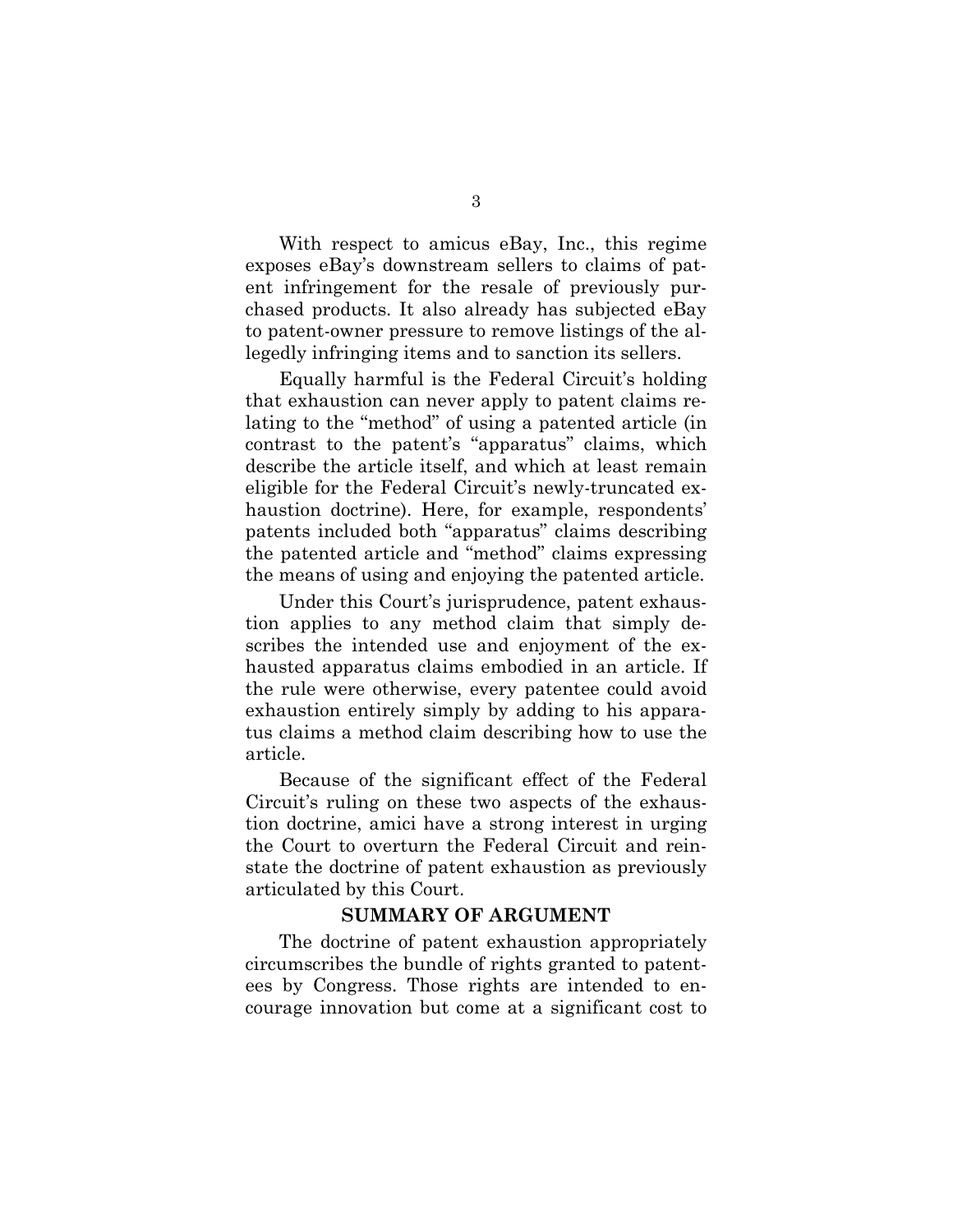With respect to amicus eBay, Inc., this regime exposes eBay's downstream sellers to claims of patent infringement for the resale of previously purchased products. It also already has subjected eBay to patent-owner pressure to remove listings of the allegedly infringing items and to sanction its sellers.

Equally harmful is the Federal Circuit's holding that exhaustion can never apply to patent claims relating to the "method" of using a patented article (in contrast to the patent's "apparatus" claims, which describe the article itself, and which at least remain eligible for the Federal Circuit's newly-truncated exhaustion doctrine). Here, for example, respondents' patents included both "apparatus" claims describing the patented article and "method" claims expressing the means of using and enjoying the patented article.

Under this Court's jurisprudence, patent exhaustion applies to any method claim that simply describes the intended use and enjoyment of the exhausted apparatus claims embodied in an article. If the rule were otherwise, every patentee could avoid exhaustion entirely simply by adding to his apparatus claims a method claim describing how to use the article.

Because of the significant effect of the Federal Circuit's ruling on these two aspects of the exhaustion doctrine, amici have a strong interest in urging the Court to overturn the Federal Circuit and reinstate the doctrine of patent exhaustion as previously articulated by this Court.

## SUMMARY OF ARGUMENT

The doctrine of patent exhaustion appropriately circumscribes the bundle of rights granted to patentees by Congress. Those rights are intended to encourage innovation but come at a significant cost to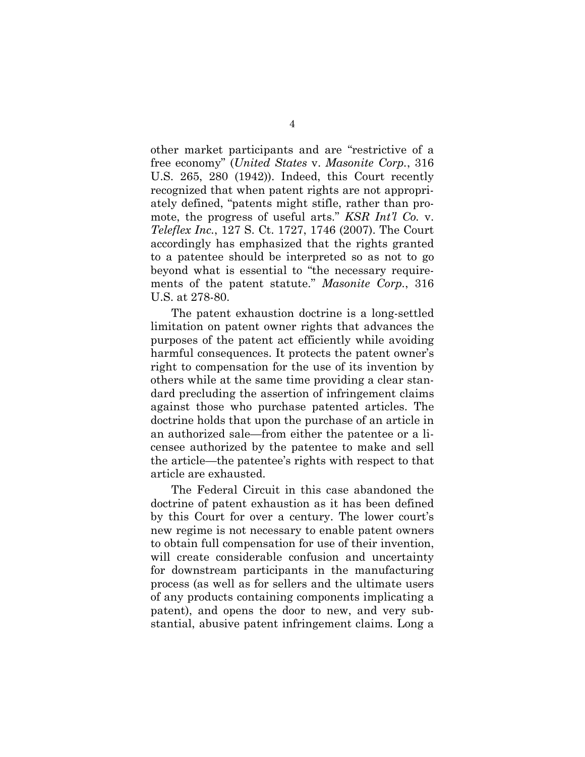other market participants and are "restrictive of a free economy" (*United States* v. *Masonite Corp.*, 316 U.S. 265, 280 (1942)). Indeed, this Court recently recognized that when patent rights are not appropriately defined, "patents might stifle, rather than promote, the progress of useful arts." *KSR Int'l Co.* v. *Teleflex Inc.*, 127 S. Ct. 1727, 1746 (2007). The Court accordingly has emphasized that the rights granted to a patentee should be interpreted so as not to go beyond what is essential to "the necessary requirements of the patent statute." *Masonite Corp.*, 316 U.S. at 278-80.

The patent exhaustion doctrine is a long-settled limitation on patent owner rights that advances the purposes of the patent act efficiently while avoiding harmful consequences. It protects the patent owner's right to compensation for the use of its invention by others while at the same time providing a clear standard precluding the assertion of infringement claims against those who purchase patented articles. The doctrine holds that upon the purchase of an article in an authorized sale—from either the patentee or a licensee authorized by the patentee to make and sell the article—the patentee's rights with respect to that article are exhausted.

The Federal Circuit in this case abandoned the doctrine of patent exhaustion as it has been defined by this Court for over a century. The lower court's new regime is not necessary to enable patent owners to obtain full compensation for use of their invention, will create considerable confusion and uncertainty for downstream participants in the manufacturing process (as well as for sellers and the ultimate users of any products containing components implicating a patent), and opens the door to new, and very substantial, abusive patent infringement claims. Long a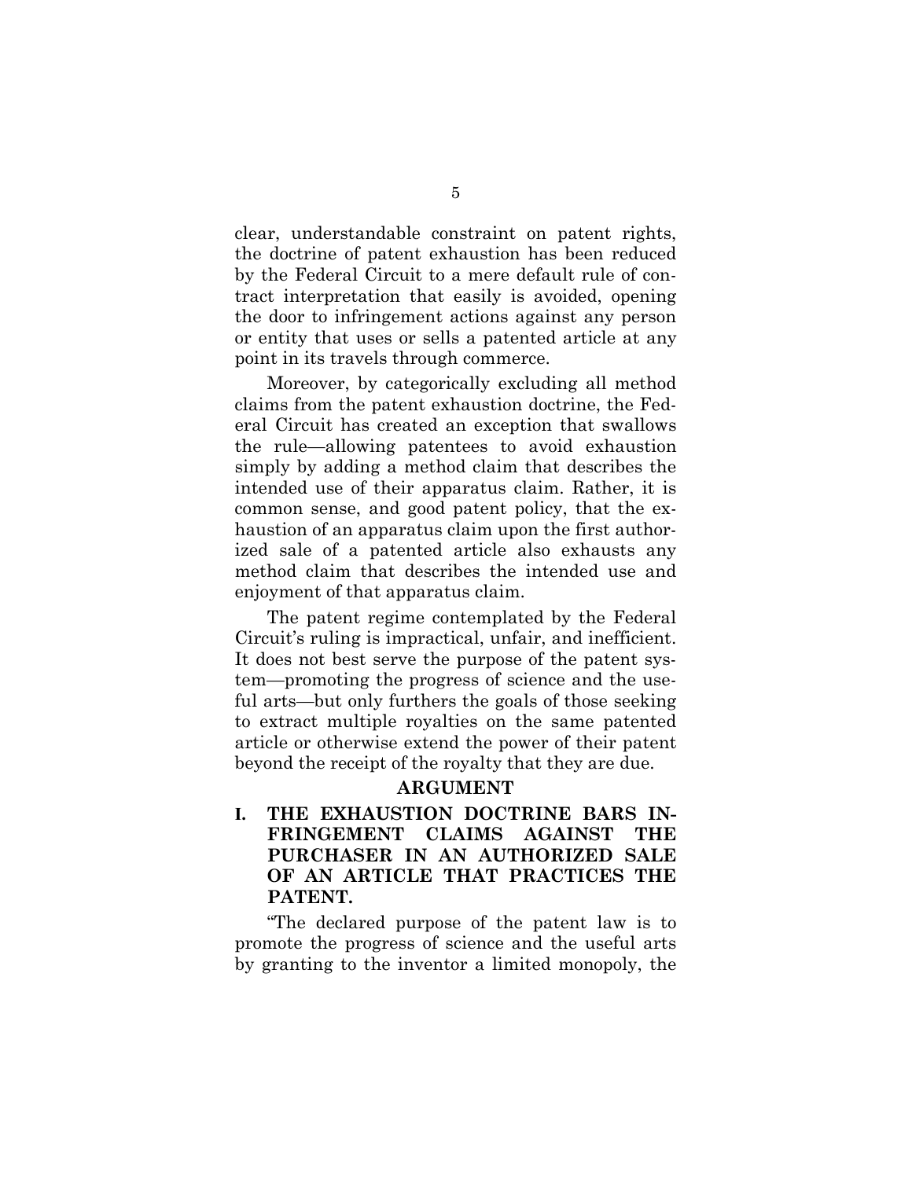clear, understandable constraint on patent rights, the doctrine of patent exhaustion has been reduced by the Federal Circuit to a mere default rule of contract interpretation that easily is avoided, opening the door to infringement actions against any person or entity that uses or sells a patented article at any point in its travels through commerce.

Moreover, by categorically excluding all method claims from the patent exhaustion doctrine, the Federal Circuit has created an exception that swallows the rule—allowing patentees to avoid exhaustion simply by adding a method claim that describes the intended use of their apparatus claim. Rather, it is common sense, and good patent policy, that the exhaustion of an apparatus claim upon the first authorized sale of a patented article also exhausts any method claim that describes the intended use and enjoyment of that apparatus claim.

The patent regime contemplated by the Federal Circuit's ruling is impractical, unfair, and inefficient. It does not best serve the purpose of the patent system—promoting the progress of science and the useful arts—but only furthers the goals of those seeking to extract multiple royalties on the same patented article or otherwise extend the power of their patent beyond the receipt of the royalty that they are due.

## ARGUMENT

### I. THE EXHAUSTION DOCTRINE BARS INFRINGEMENT CLAIMS AGAINST THE PURCHASER IN AN AUTHORIZED SALE OF AN ARTICLE THAT PRACTICES THE PATENT.

"The declared purpose of the patent law is to promote the progress of science and the useful arts by granting to the inventor a limited monopoly, the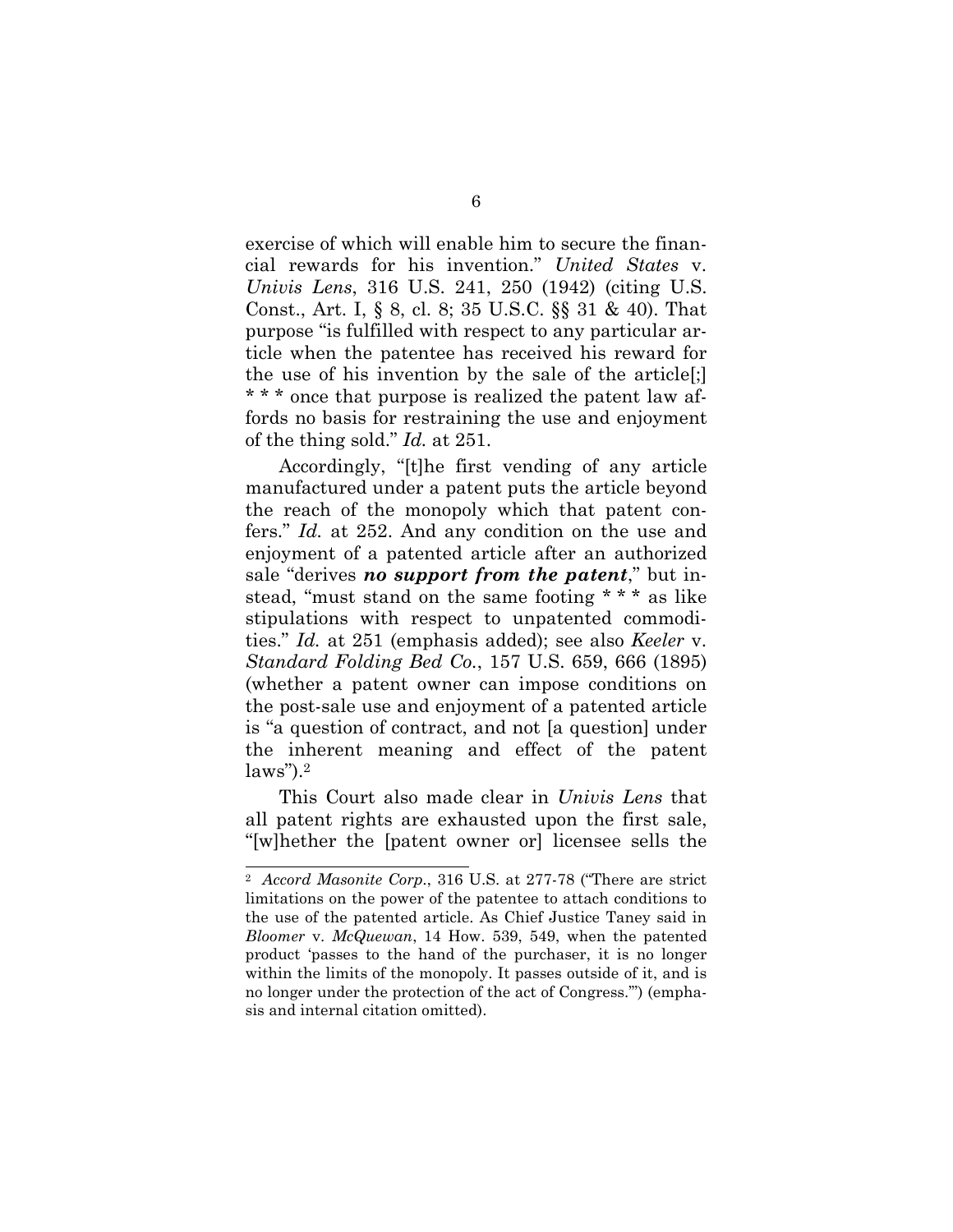exercise of which will enable him to secure the financial rewards for his invention." *United States* v. *Univis Lens*, 316 U.S. 241, 250 (1942) (citing U.S. Const., Art. I, § 8, cl. 8; 35 U.S.C. §§ 31 & 40). That purpose "is fulfilled with respect to any particular article when the patentee has received his reward for the use of his invention by the sale of the article[;] * * * once that purpose is realized the patent law affords no basis for restraining the use and enjoyment of the thing sold." *Id.* at 251.

Accordingly, "[t]he first vending of any article manufactured under a patent puts the article beyond the reach of the monopoly which that patent confers." *Id.* at 252. And any condition on the use and enjoyment of a patented article after an authorized sale "derives ***no support from the patent***," but instead, "must stand on the same footing * * * as like stipulations with respect to unpatented commodities." *Id.* at 251 (emphasis added); see also *Keeler* v. *Standard Folding Bed Co.*, 157 U.S. 659, 666 (1895) (whether a patent owner can impose conditions on the post-sale use and enjoyment of a patented article is "a question of contract, and not [a question] under the inherent meaning and effect of the patent laws").[2]

This Court also made clear in *Univis Lens* that all patent rights are exhausted upon the first sale, "[w]hether the [patent owner or] licensee sells the

---

[2] *Accord Masonite Corp.*, 316 U.S. at 277-78 ("There are strict limitations on the power of the patentee to attach conditions to the use of the patented article. As Chief Justice Taney said in *Bloomer* v. *McQuewan*, 14 How. 539, 549, when the patented product 'passes to the hand of the purchaser, it is no longer within the limits of the monopoly. It passes outside of it, and is no longer under the protection of the act of Congress.'") (emphasis and internal citation omitted).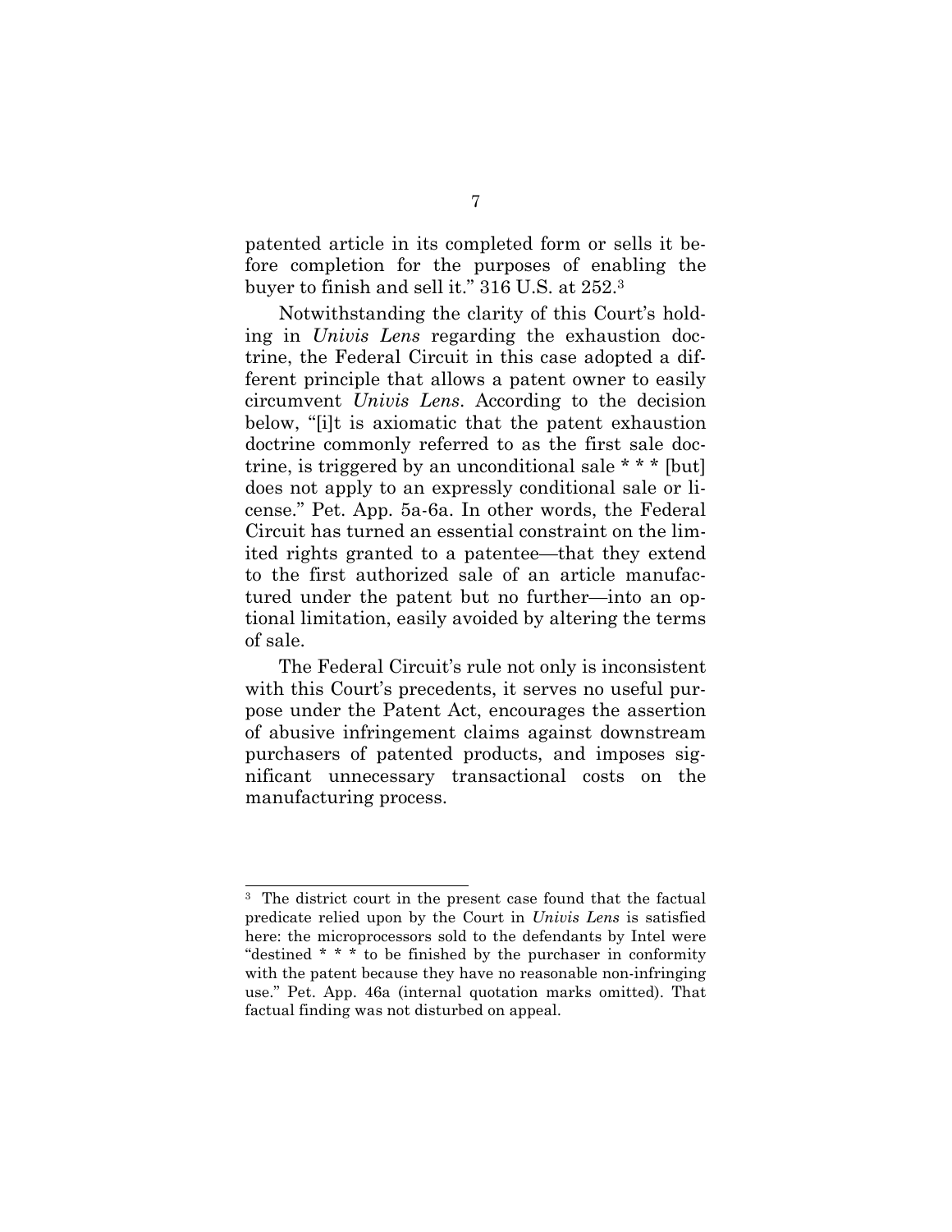patented article in its completed form or sells it before completion for the purposes of enabling the buyer to finish and sell it." 316 U.S. at 252.[3]

Notwithstanding the clarity of this Court's holding in *Univis Lens* regarding the exhaustion doctrine, the Federal Circuit in this case adopted a different principle that allows a patent owner to easily circumvent *Univis Lens*. According to the decision below, "[i]t is axiomatic that the patent exhaustion doctrine commonly referred to as the first sale doctrine, is triggered by an unconditional sale * * * [but] does not apply to an expressly conditional sale or license." Pet. App. 5a-6a. In other words, the Federal Circuit has turned an essential constraint on the limited rights granted to a patentee—that they extend to the first authorized sale of an article manufactured under the patent but no further—into an optional limitation, easily avoided by altering the terms of sale.

The Federal Circuit's rule not only is inconsistent with this Court's precedents, it serves no useful purpose under the Patent Act, encourages the assertion of abusive infringement claims against downstream purchasers of patented products, and imposes significant unnecessary transactional costs on the manufacturing process.

---

[3] The district court in the present case found that the factual predicate relied upon by the Court in *Univis Lens* is satisfied here: the microprocessors sold to the defendants by Intel were "destined * * * to be finished by the purchaser in conformity with the patent because they have no reasonable non-infringing use." Pet. App. 46a (internal quotation marks omitted). That factual finding was not disturbed on appeal.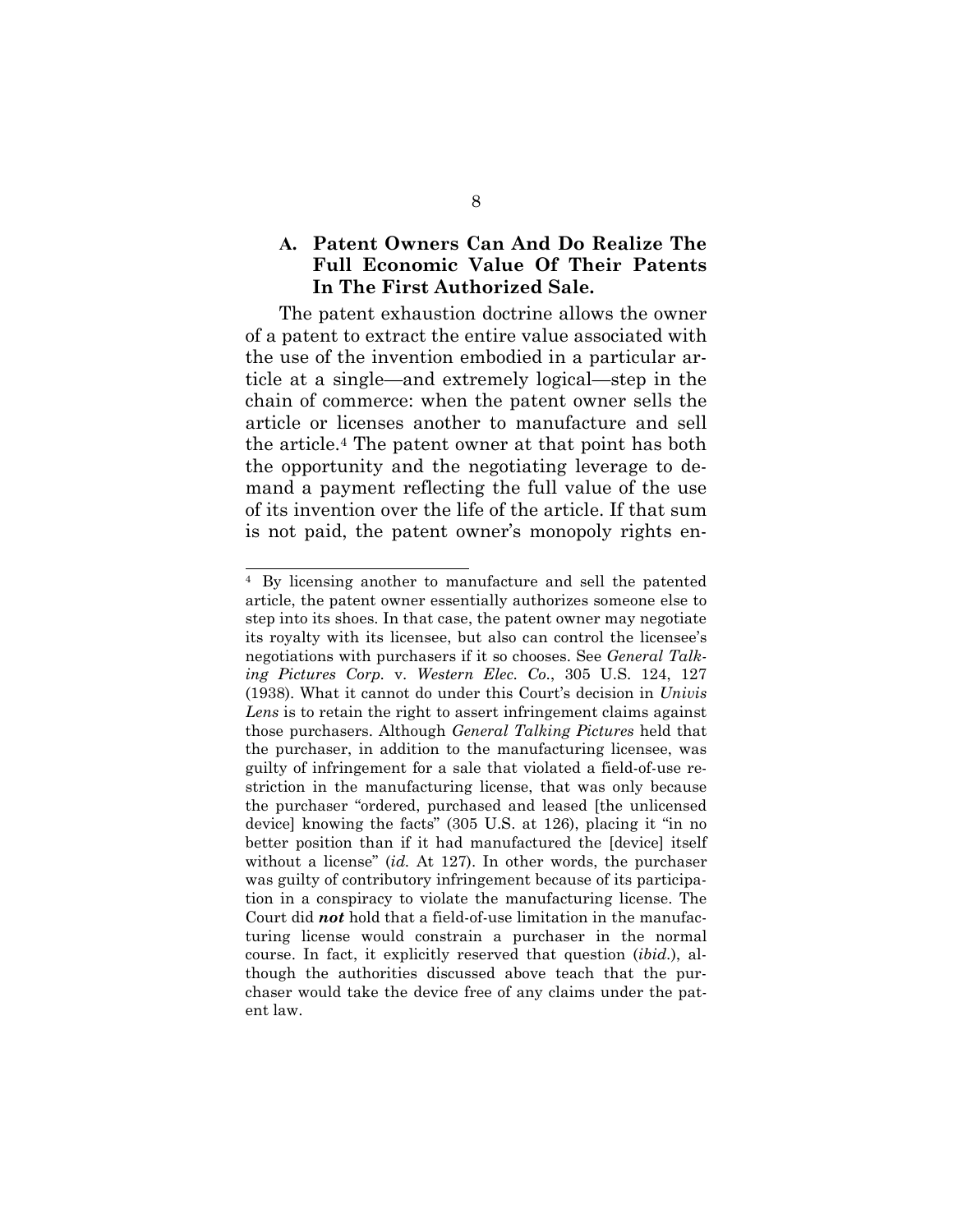### A. Patent Owners Can And Do Realize The Full Economic Value Of Their Patents In The First Authorized Sale.

The patent exhaustion doctrine allows the owner of a patent to extract the entire value associated with the use of the invention embodied in a particular article at a single—and extremely logical—step in the chain of commerce: when the patent owner sells the article or licenses another to manufacture and sell the article.[4] The patent owner at that point has both the opportunity and the negotiating leverage to demand a payment reflecting the full value of the use of its invention over the life of the article. If that sum is not paid, the patent owner's monopoly rights en-

---

[4] By licensing another to manufacture and sell the patented article, the patent owner essentially authorizes someone else to step into its shoes. In that case, the patent owner may negotiate its royalty with its licensee, but also can control the licensee's negotiations with purchasers if it so chooses. See *General Talking Pictures Corp.* v. *Western Elec. Co.*, 305 U.S. 124, 127 (1938). What it cannot do under this Court's decision in *Univis Lens* is to retain the right to assert infringement claims against those purchasers. Although *General Talking Pictures* held that the purchaser, in addition to the manufacturing licensee, was guilty of infringement for a sale that violated a field-of-use restriction in the manufacturing license, that was only because the purchaser "ordered, purchased and leased [the unlicensed device] knowing the facts" (305 U.S. at 126), placing it "in no better position than if it had manufactured the [device] itself without a license" (*id.* At 127). In other words, the purchaser was guilty of contributory infringement because of its participation in a conspiracy to violate the manufacturing license. The Court did ***not*** hold that a field-of-use limitation in the manufacturing license would constrain a purchaser in the normal course. In fact, it explicitly reserved that question (*ibid.*), although the authorities discussed above teach that the purchaser would take the device free of any claims under the patent law.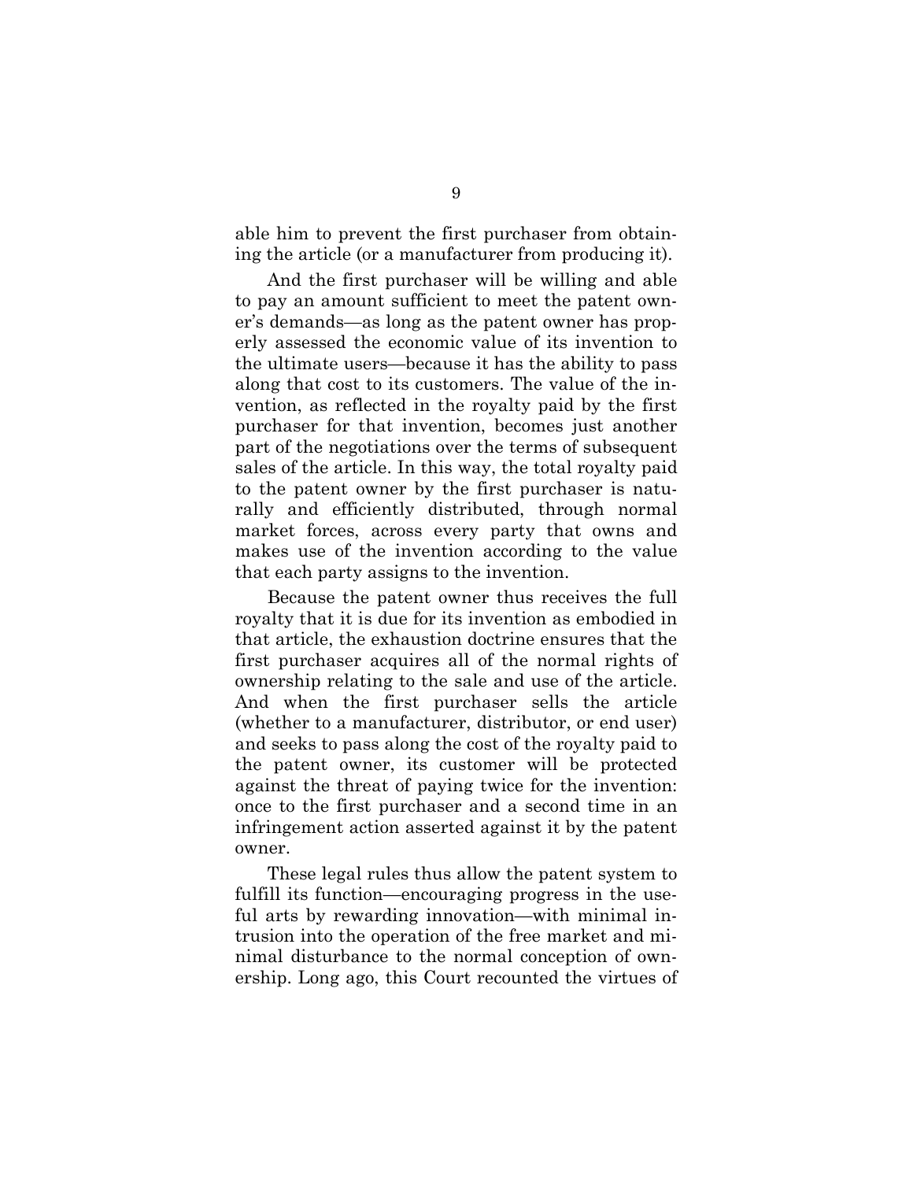able him to prevent the first purchaser from obtaining the article (or a manufacturer from producing it).

And the first purchaser will be willing and able to pay an amount sufficient to meet the patent owner's demands—as long as the patent owner has properly assessed the economic value of its invention to the ultimate users—because it has the ability to pass along that cost to its customers. The value of the invention, as reflected in the royalty paid by the first purchaser for that invention, becomes just another part of the negotiations over the terms of subsequent sales of the article. In this way, the total royalty paid to the patent owner by the first purchaser is naturally and efficiently distributed, through normal market forces, across every party that owns and makes use of the invention according to the value that each party assigns to the invention.

Because the patent owner thus receives the full royalty that it is due for its invention as embodied in that article, the exhaustion doctrine ensures that the first purchaser acquires all of the normal rights of ownership relating to the sale and use of the article. And when the first purchaser sells the article (whether to a manufacturer, distributor, or end user) and seeks to pass along the cost of the royalty paid to the patent owner, its customer will be protected against the threat of paying twice for the invention: once to the first purchaser and a second time in an infringement action asserted against it by the patent owner.

These legal rules thus allow the patent system to fulfill its function—encouraging progress in the useful arts by rewarding innovation—with minimal intrusion into the operation of the free market and minimal disturbance to the normal conception of ownership. Long ago, this Court recounted the virtues of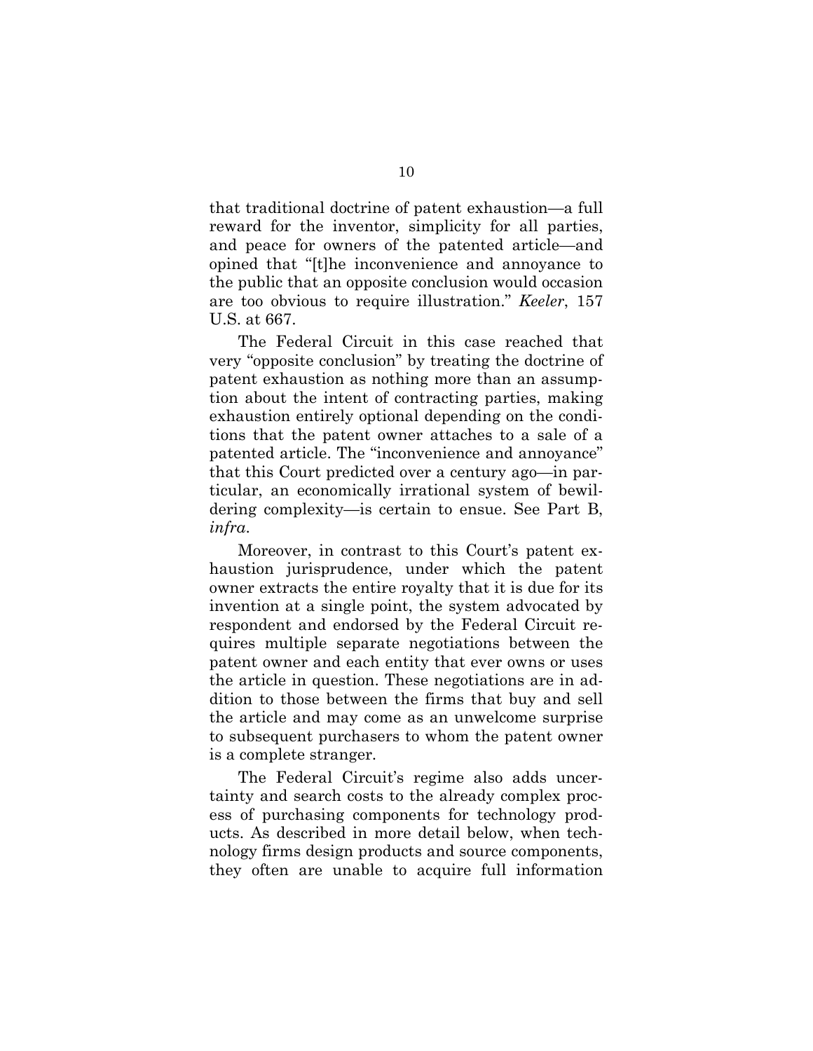that traditional doctrine of patent exhaustion—a full reward for the inventor, simplicity for all parties, and peace for owners of the patented article—and opined that "[t]he inconvenience and annoyance to the public that an opposite conclusion would occasion are too obvious to require illustration." *Keeler*, 157 U.S. at 667.

The Federal Circuit in this case reached that very "opposite conclusion" by treating the doctrine of patent exhaustion as nothing more than an assumption about the intent of contracting parties, making exhaustion entirely optional depending on the conditions that the patent owner attaches to a sale of a patented article. The "inconvenience and annoyance" that this Court predicted over a century ago—in particular, an economically irrational system of bewildering complexity—is certain to ensue. See Part B, *infra*.

Moreover, in contrast to this Court's patent exhaustion jurisprudence, under which the patent owner extracts the entire royalty that it is due for its invention at a single point, the system advocated by respondent and endorsed by the Federal Circuit requires multiple separate negotiations between the patent owner and each entity that ever owns or uses the article in question. These negotiations are in addition to those between the firms that buy and sell the article and may come as an unwelcome surprise to subsequent purchasers to whom the patent owner is a complete stranger.

The Federal Circuit's regime also adds uncertainty and search costs to the already complex process of purchasing components for technology products. As described in more detail below, when technology firms design products and source components, they often are unable to acquire full information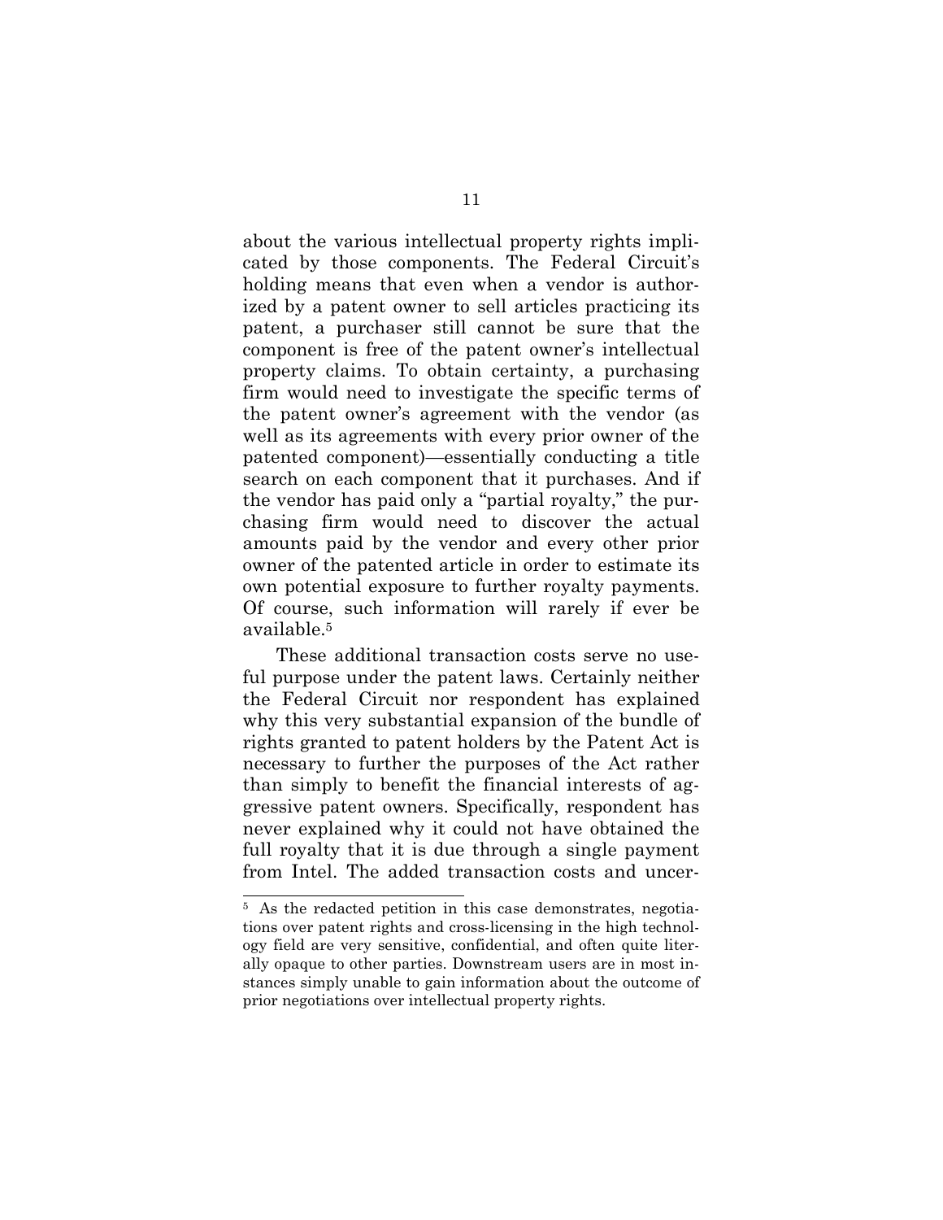about the various intellectual property rights implicated by those components. The Federal Circuit's holding means that even when a vendor is authorized by a patent owner to sell articles practicing its patent, a purchaser still cannot be sure that the component is free of the patent owner's intellectual property claims. To obtain certainty, a purchasing firm would need to investigate the specific terms of the patent owner's agreement with the vendor (as well as its agreements with every prior owner of the patented component)—essentially conducting a title search on each component that it purchases. And if the vendor has paid only a "partial royalty," the purchasing firm would need to discover the actual amounts paid by the vendor and every other prior owner of the patented article in order to estimate its own potential exposure to further royalty payments. Of course, such information will rarely if ever be available.[5]

These additional transaction costs serve no useful purpose under the patent laws. Certainly neither the Federal Circuit nor respondent has explained why this very substantial expansion of the bundle of rights granted to patent holders by the Patent Act is necessary to further the purposes of the Act rather than simply to benefit the financial interests of aggressive patent owners. Specifically, respondent has never explained why it could not have obtained the full royalty that it is due through a single payment from Intel. The added transaction costs and uncer-

---

[5] As the redacted petition in this case demonstrates, negotiations over patent rights and cross-licensing in the high technology field are very sensitive, confidential, and often quite literally opaque to other parties. Downstream users are in most instances simply unable to gain information about the outcome of prior negotiations over intellectual property rights.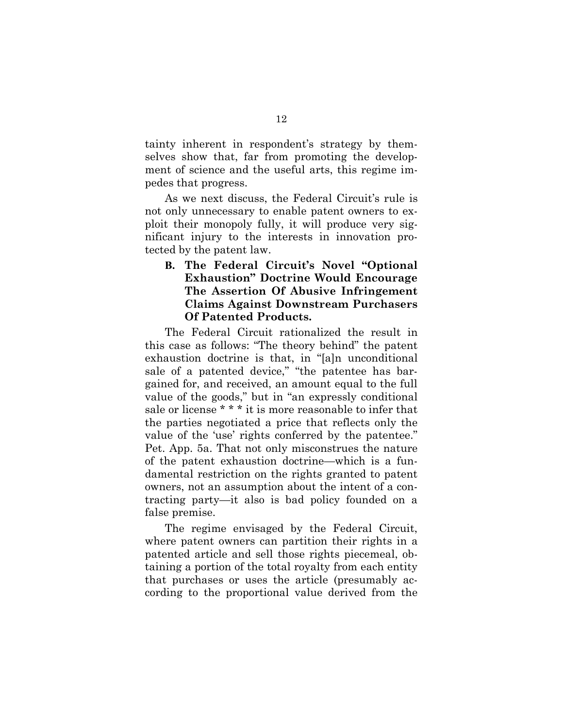tainty inherent in respondent's strategy by themselves show that, far from promoting the development of science and the useful arts, this regime impedes that progress.

As we next discuss, the Federal Circuit's rule is not only unnecessary to enable patent owners to exploit their monopoly fully, it will produce very significant injury to the interests in innovation protected by the patent law.

### B. The Federal Circuit's Novel "Optional Exhaustion" Doctrine Would Encourage The Assertion Of Abusive Infringement Claims Against Downstream Purchasers Of Patented Products.

The Federal Circuit rationalized the result in this case as follows: "The theory behind" the patent exhaustion doctrine is that, in "[a]n unconditional sale of a patented device," "the patentee has bargained for, and received, an amount equal to the full value of the goods," but in "an expressly conditional sale or license * * * it is more reasonable to infer that the parties negotiated a price that reflects only the value of the 'use' rights conferred by the patentee." Pet. App. 5a. That not only misconstrues the nature of the patent exhaustion doctrine—which is a fundamental restriction on the rights granted to patent owners, not an assumption about the intent of a contracting party—it also is bad policy founded on a false premise.

The regime envisaged by the Federal Circuit, where patent owners can partition their rights in a patented article and sell those rights piecemeal, obtaining a portion of the total royalty from each entity that purchases or uses the article (presumably according to the proportional value derived from the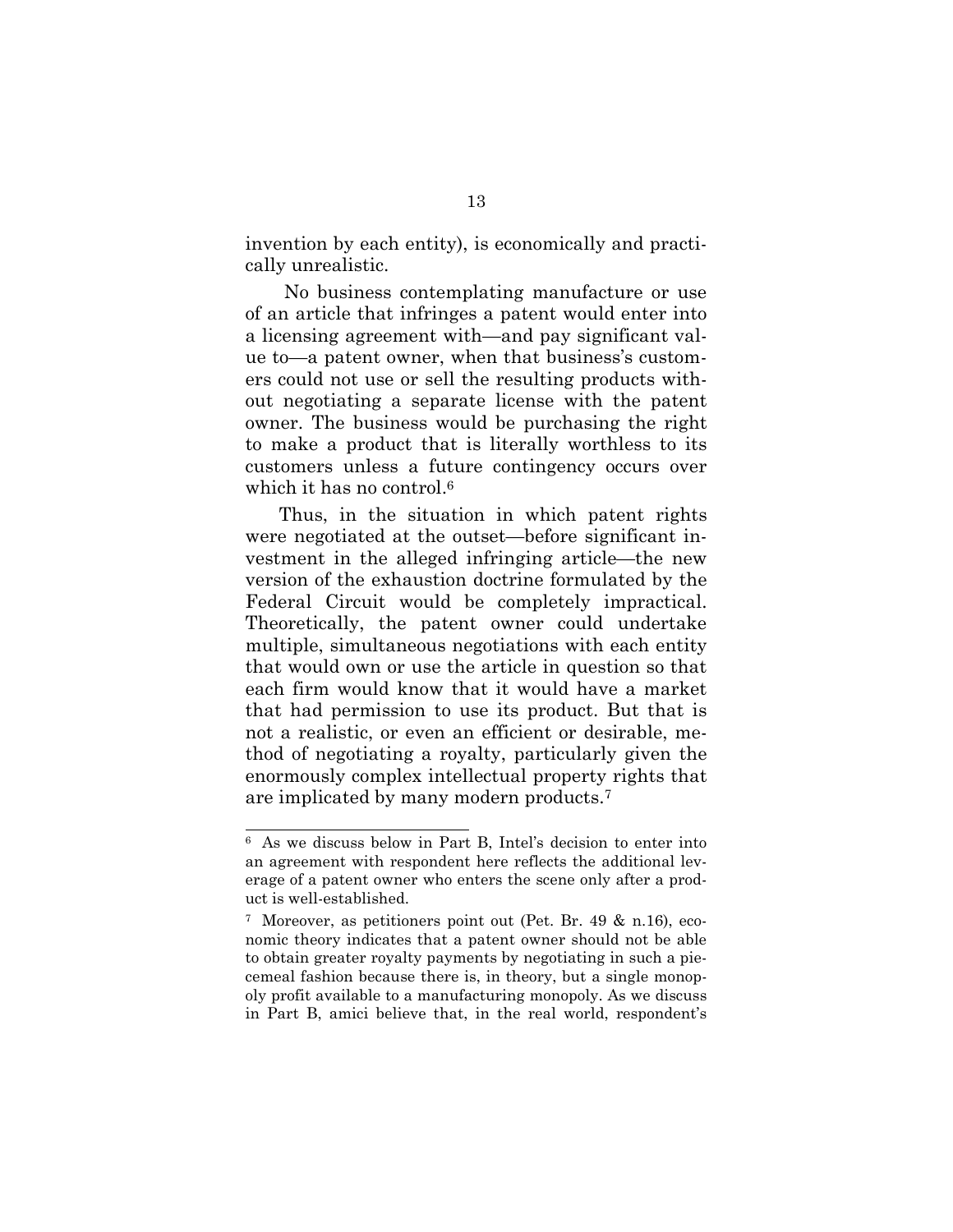invention by each entity), is economically and practically unrealistic.

No business contemplating manufacture or use of an article that infringes a patent would enter into a licensing agreement with—and pay significant value to—a patent owner, when that business's customers could not use or sell the resulting products without negotiating a separate license with the patent owner. The business would be purchasing the right to make a product that is literally worthless to its customers unless a future contingency occurs over which it has no control.[6]

Thus, in the situation in which patent rights were negotiated at the outset—before significant investment in the alleged infringing article—the new version of the exhaustion doctrine formulated by the Federal Circuit would be completely impractical. Theoretically, the patent owner could undertake multiple, simultaneous negotiations with each entity that would own or use the article in question so that each firm would know that it would have a market that had permission to use its product. But that is not a realistic, or even an efficient or desirable, method of negotiating a royalty, particularly given the enormously complex intellectual property rights that are implicated by many modern products.[7]

---

[6] As we discuss below in Part B, Intel's decision to enter into an agreement with respondent here reflects the additional leverage of a patent owner who enters the scene only after a product is well-established.

[7] Moreover, as petitioners point out (Pet. Br. 49 & n.16), economic theory indicates that a patent owner should not be able to obtain greater royalty payments by negotiating in such a piecemeal fashion because there is, in theory, but a single monopoly profit available to a manufacturing monopoly. As we discuss in Part B, amici believe that, in the real world, respondent's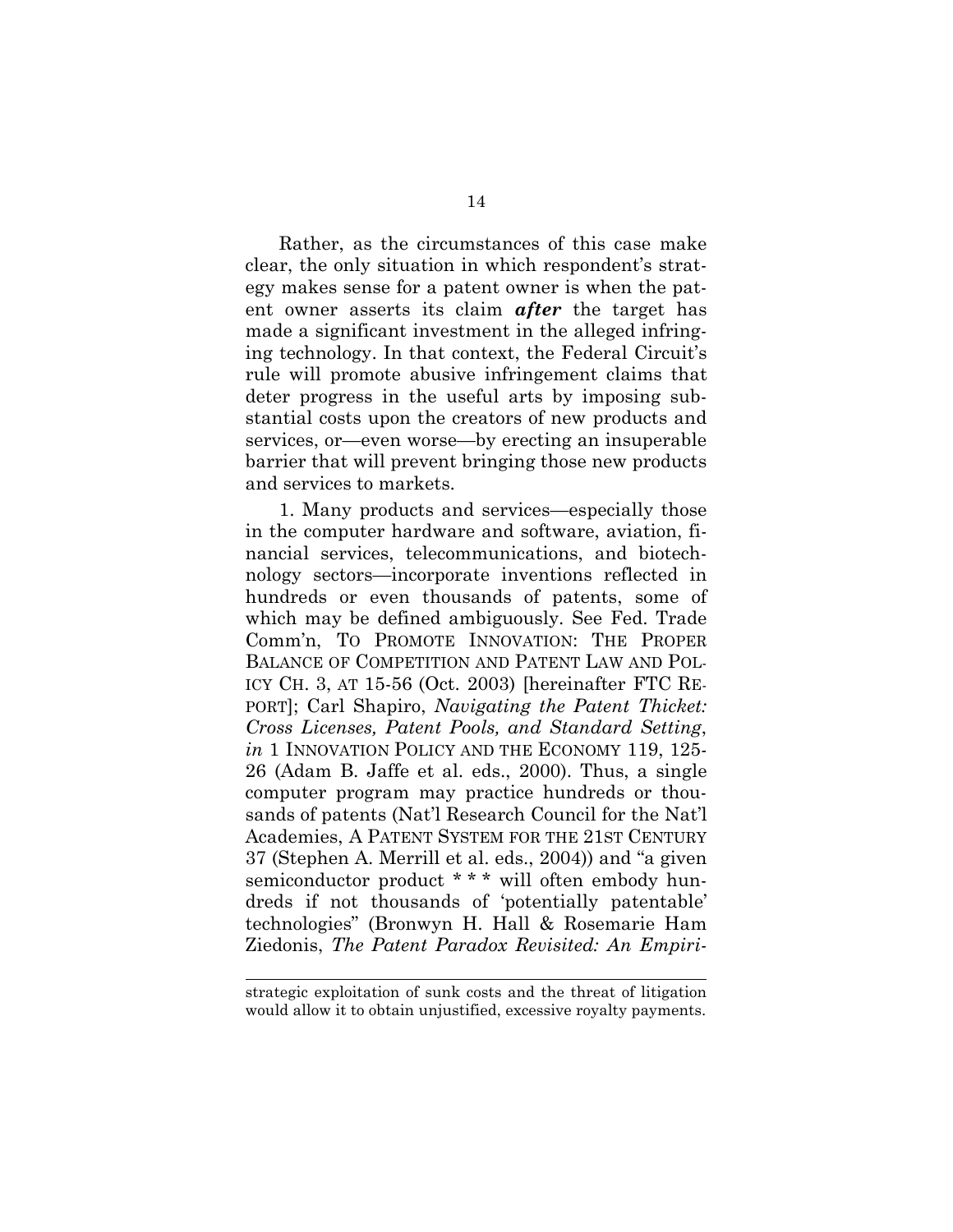Rather, as the circumstances of this case make clear, the only situation in which respondent's strategy makes sense for a patent owner is when the patent owner asserts its claim ***after*** the target has made a significant investment in the alleged infringing technology. In that context, the Federal Circuit's rule will promote abusive infringement claims that deter progress in the useful arts by imposing substantial costs upon the creators of new products and services, or—even worse—by erecting an insuperable barrier that will prevent bringing those new products and services to markets.

1. Many products and services—especially those in the computer hardware and software, aviation, financial services, telecommunications, and biotechnology sectors—incorporate inventions reflected in hundreds or even thousands of patents, some of which may be defined ambiguously. See Fed. Trade Comm'n, TO PROMOTE INNOVATION: THE PROPER BALANCE OF COMPETITION AND PATENT LAW AND POLICY CH. 3, AT 15-56 (Oct. 2003) [hereinafter FTC REPORT]; Carl Shapiro, *Navigating the Patent Thicket: Cross Licenses, Patent Pools, and Standard Setting*, *in* 1 INNOVATION POLICY AND THE ECONOMY 119, 125-26 (Adam B. Jaffe et al. eds., 2000). Thus, a single computer program may practice hundreds or thousands of patents (Nat'l Research Council for the Nat'l Academies, A PATENT SYSTEM FOR THE 21ST CENTURY 37 (Stephen A. Merrill et al. eds., 2004)) and "a given semiconductor product * * * will often embody hundreds if not thousands of 'potentially patentable' technologies" (Bronwyn H. Hall & Rosemarie Ham Ziedonis, *The Patent Paradox Revisited: An Empiri-*

---

strategic exploitation of sunk costs and the threat of litigation would allow it to obtain unjustified, excessive royalty payments.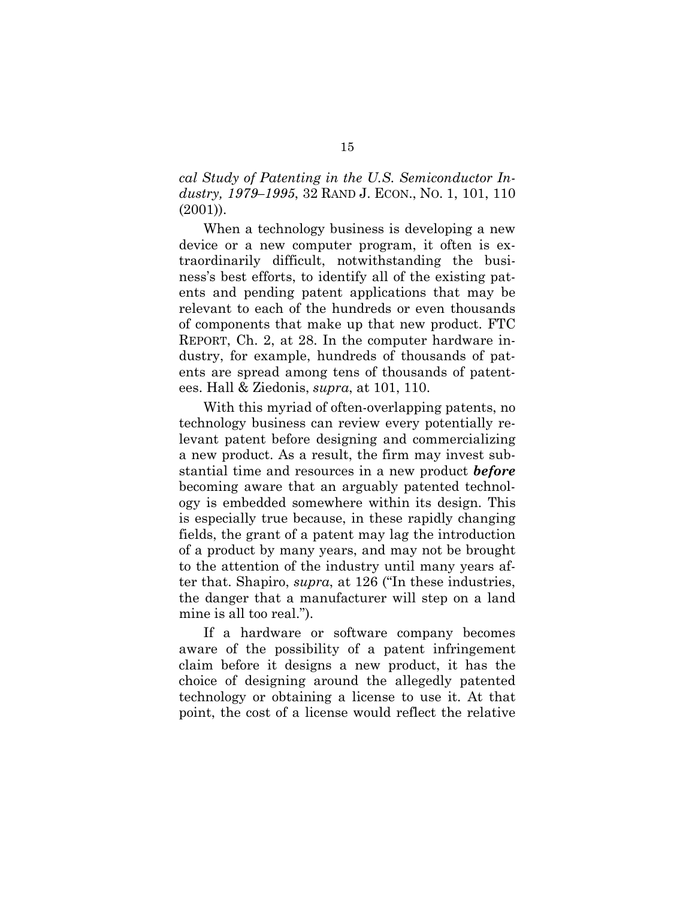*cal Study of Patenting in the U.S. Semiconductor Industry, 1979–1995*, 32 RAND J. ECON., NO. 1, 101, 110 (2001)).

When a technology business is developing a new device or a new computer program, it often is extraordinarily difficult, notwithstanding the business's best efforts, to identify all of the existing patents and pending patent applications that may be relevant to each of the hundreds or even thousands of components that make up that new product. FTC REPORT, Ch. 2, at 28. In the computer hardware industry, for example, hundreds of thousands of patents are spread among tens of thousands of patentees. Hall & Ziedonis, *supra*, at 101, 110.

With this myriad of often-overlapping patents, no technology business can review every potentially relevant patent before designing and commercializing a new product. As a result, the firm may invest substantial time and resources in a new product ***before*** becoming aware that an arguably patented technology is embedded somewhere within its design. This is especially true because, in these rapidly changing fields, the grant of a patent may lag the introduction of a product by many years, and may not be brought to the attention of the industry until many years after that. Shapiro, *supra*, at 126 ("In these industries, the danger that a manufacturer will step on a land mine is all too real.").

If a hardware or software company becomes aware of the possibility of a patent infringement claim before it designs a new product, it has the choice of designing around the allegedly patented technology or obtaining a license to use it. At that point, the cost of a license would reflect the relative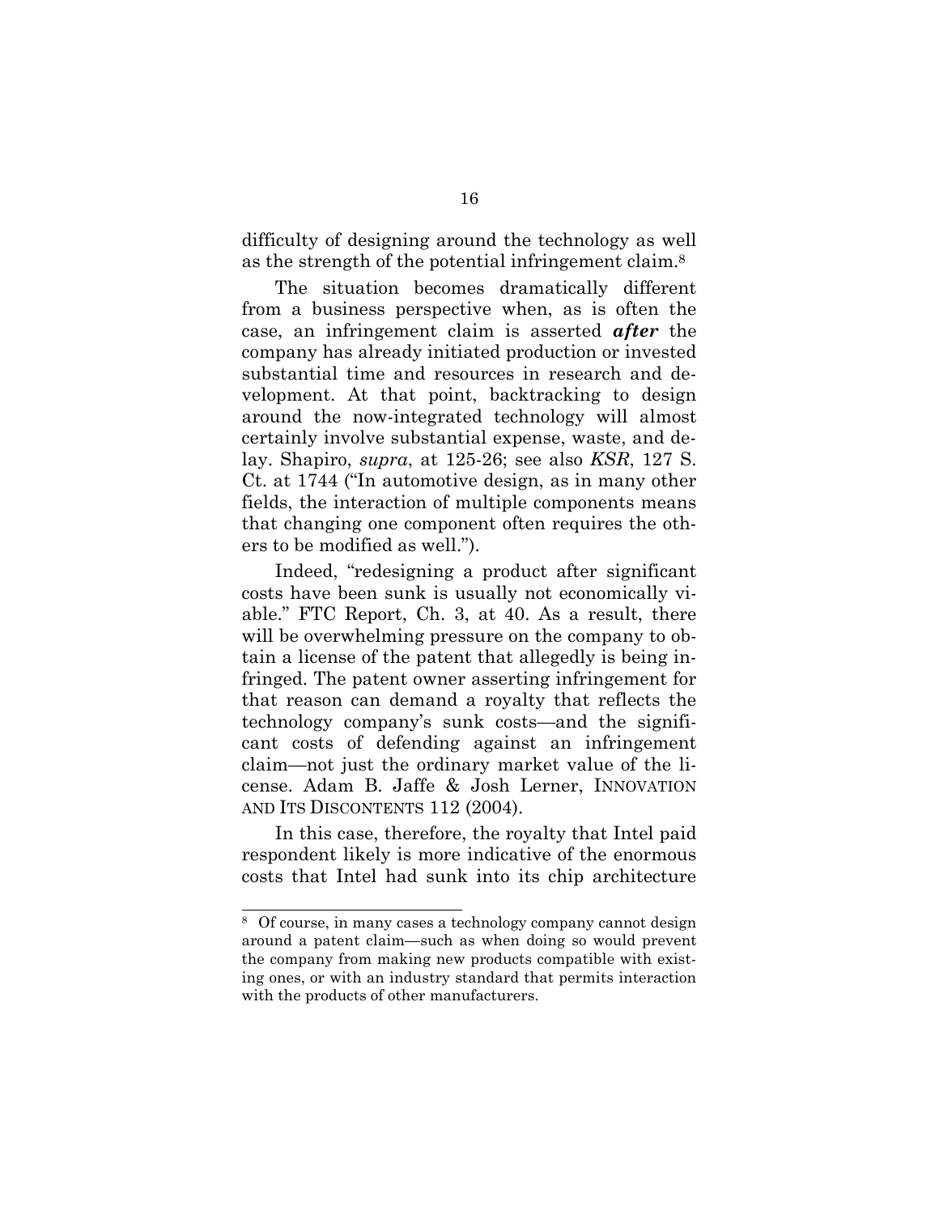difficulty of designing around the technology as well as the strength of the potential infringement claim.[8]

The situation becomes dramatically different from a business perspective when, as is often the case, an infringement claim is asserted ***after*** the company has already initiated production or invested substantial time and resources in research and development. At that point, backtracking to design around the now-integrated technology will almost certainly involve substantial expense, waste, and delay. Shapiro, *supra*, at 125-26; see also *KSR*, 127 S. Ct. at 1744 ("In automotive design, as in many other fields, the interaction of multiple components means that changing one component often requires the others to be modified as well.").

Indeed, "redesigning a product after significant costs have been sunk is usually not economically viable." FTC Report, Ch. 3, at 40. As a result, there will be overwhelming pressure on the company to obtain a license of the patent that allegedly is being infringed. The patent owner asserting infringement for that reason can demand a royalty that reflects the technology company's sunk costs—and the significant costs of defending against an infringement claim—not just the ordinary market value of the license. Adam B. Jaffe & Josh Lerner, INNOVATION AND ITS DISCONTENTS 112 (2004).

In this case, therefore, the royalty that Intel paid respondent likely is more indicative of the enormous costs that Intel had sunk into its chip architecture

---

[8] Of course, in many cases a technology company cannot design around a patent claim—such as when doing so would prevent the company from making new products compatible with existing ones, or with an industry standard that permits interaction with the products of other manufacturers.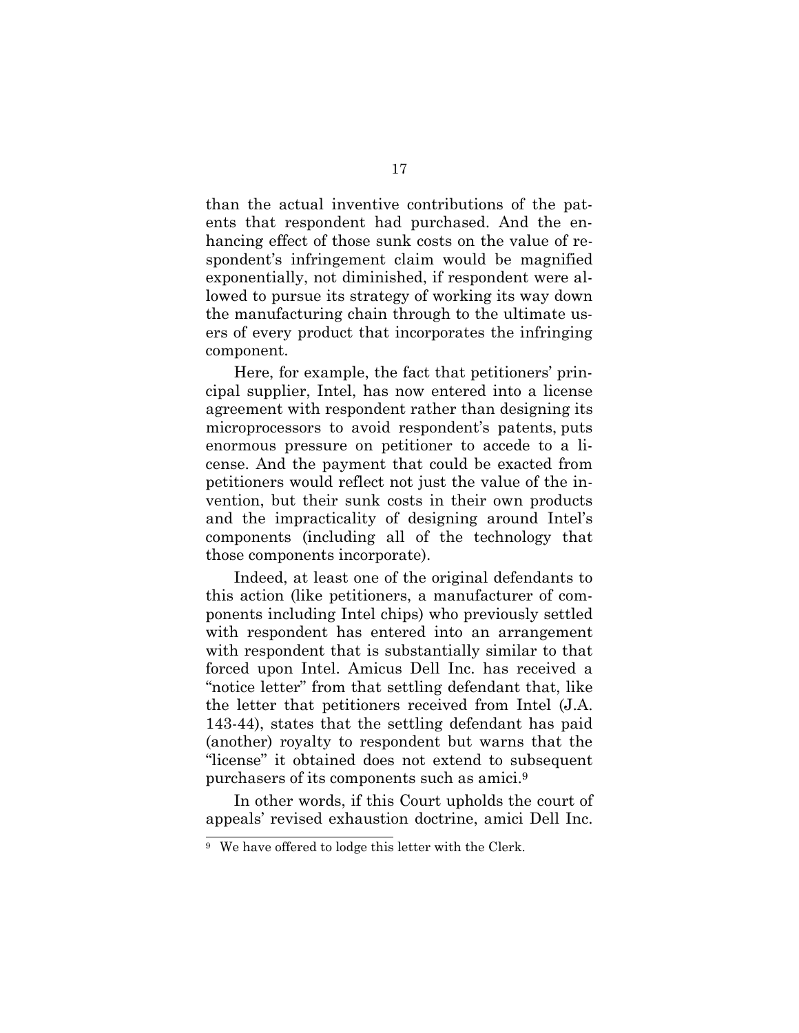than the actual inventive contributions of the patents that respondent had purchased. And the enhancing effect of those sunk costs on the value of respondent's infringement claim would be magnified exponentially, not diminished, if respondent were allowed to pursue its strategy of working its way down the manufacturing chain through to the ultimate users of every product that incorporates the infringing component.

Here, for example, the fact that petitioners' principal supplier, Intel, has now entered into a license agreement with respondent rather than designing its microprocessors to avoid respondent's patents, puts enormous pressure on petitioner to accede to a license. And the payment that could be exacted from petitioners would reflect not just the value of the invention, but their sunk costs in their own products and the impracticality of designing around Intel's components (including all of the technology that those components incorporate).

Indeed, at least one of the original defendants to this action (like petitioners, a manufacturer of components including Intel chips) who previously settled with respondent has entered into an arrangement with respondent that is substantially similar to that forced upon Intel. Amicus Dell Inc. has received a "notice letter" from that settling defendant that, like the letter that petitioners received from Intel (J.A. 143-44), states that the settling defendant has paid (another) royalty to respondent but warns that the "license" it obtained does not extend to subsequent purchasers of its components such as amici.[9]

In other words, if this Court upholds the court of appeals' revised exhaustion doctrine, amici Dell Inc.

[9] We have offered to lodge this letter with the Clerk.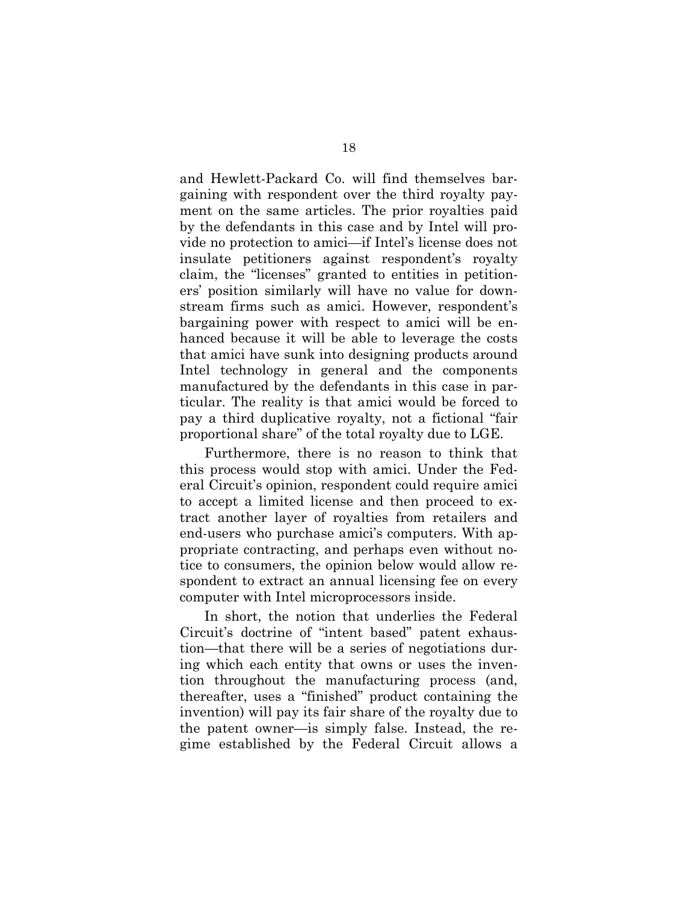and Hewlett-Packard Co. will find themselves bargaining with respondent over the third royalty payment on the same articles. The prior royalties paid by the defendants in this case and by Intel will provide no protection to amici—if Intel's license does not insulate petitioners against respondent's royalty claim, the "licenses" granted to entities in petitioners' position similarly will have no value for downstream firms such as amici. However, respondent's bargaining power with respect to amici will be enhanced because it will be able to leverage the costs that amici have sunk into designing products around Intel technology in general and the components manufactured by the defendants in this case in particular. The reality is that amici would be forced to pay a third duplicative royalty, not a fictional "fair proportional share" of the total royalty due to LGE.

Furthermore, there is no reason to think that this process would stop with amici. Under the Federal Circuit's opinion, respondent could require amici to accept a limited license and then proceed to extract another layer of royalties from retailers and end-users who purchase amici's computers. With appropriate contracting, and perhaps even without notice to consumers, the opinion below would allow respondent to extract an annual licensing fee on every computer with Intel microprocessors inside.

In short, the notion that underlies the Federal Circuit's doctrine of "intent based" patent exhaustion—that there will be a series of negotiations during which each entity that owns or uses the invention throughout the manufacturing process (and, thereafter, uses a "finished" product containing the invention) will pay its fair share of the royalty due to the patent owner—is simply false. Instead, the regime established by the Federal Circuit allows a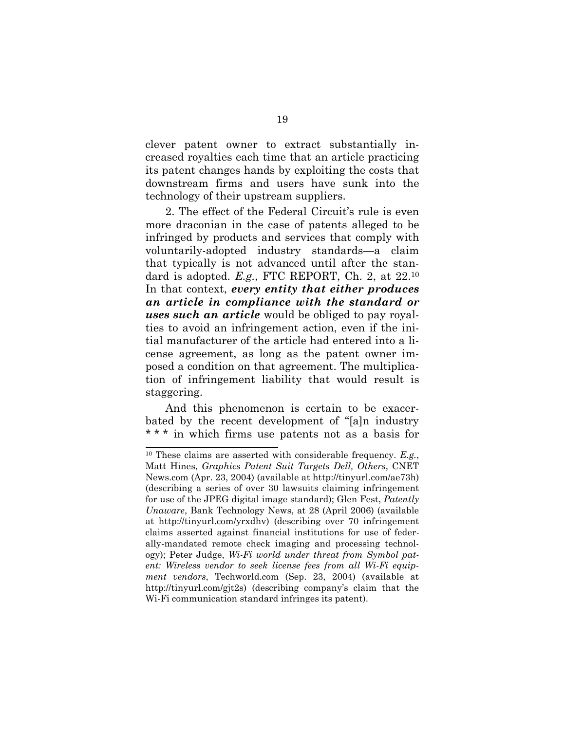clever patent owner to extract substantially increased royalties each time that an article practicing its patent changes hands by exploiting the costs that downstream firms and users have sunk into the technology of their upstream suppliers.

2. The effect of the Federal Circuit's rule is even more draconian in the case of patents alleged to be infringed by products and services that comply with voluntarily-adopted industry standards—a claim that typically is not advanced until after the standard is adopted. *E.g.*, FTC REPORT, Ch. 2, at 22.[10] In that context, ***every entity that either produces an article in compliance with the standard or uses such an article*** would be obliged to pay royalties to avoid an infringement action, even if the initial manufacturer of the article had entered into a license agreement, as long as the patent owner imposed a condition on that agreement. The multiplication of infringement liability that would result is staggering.

And this phenomenon is certain to be exacerbated by the recent development of "[a]n industry * * * in which firms use patents not as a basis for

---

[10] These claims are asserted with considerable frequency. *E.g.*, Matt Hines, *Graphics Patent Suit Targets Dell, Others*, CNET News.com (Apr. 23, 2004) (available at http://tinyurl.com/ae73h) (describing a series of over 30 lawsuits claiming infringement for use of the JPEG digital image standard); Glen Fest, *Patently Unaware*, Bank Technology News, at 28 (April 2006) (available at http://tinyurl.com/yrxdhv) (describing over 70 infringement claims asserted against financial institutions for use of federally-mandated remote check imaging and processing technology); Peter Judge, *Wi-Fi world under threat from Symbol patent: Wireless vendor to seek license fees from all Wi-Fi equipment vendors*, Techworld.com (Sep. 23, 2004) (available at http://tinyurl.com/gjt2s) (describing company's claim that the Wi-Fi communication standard infringes its patent).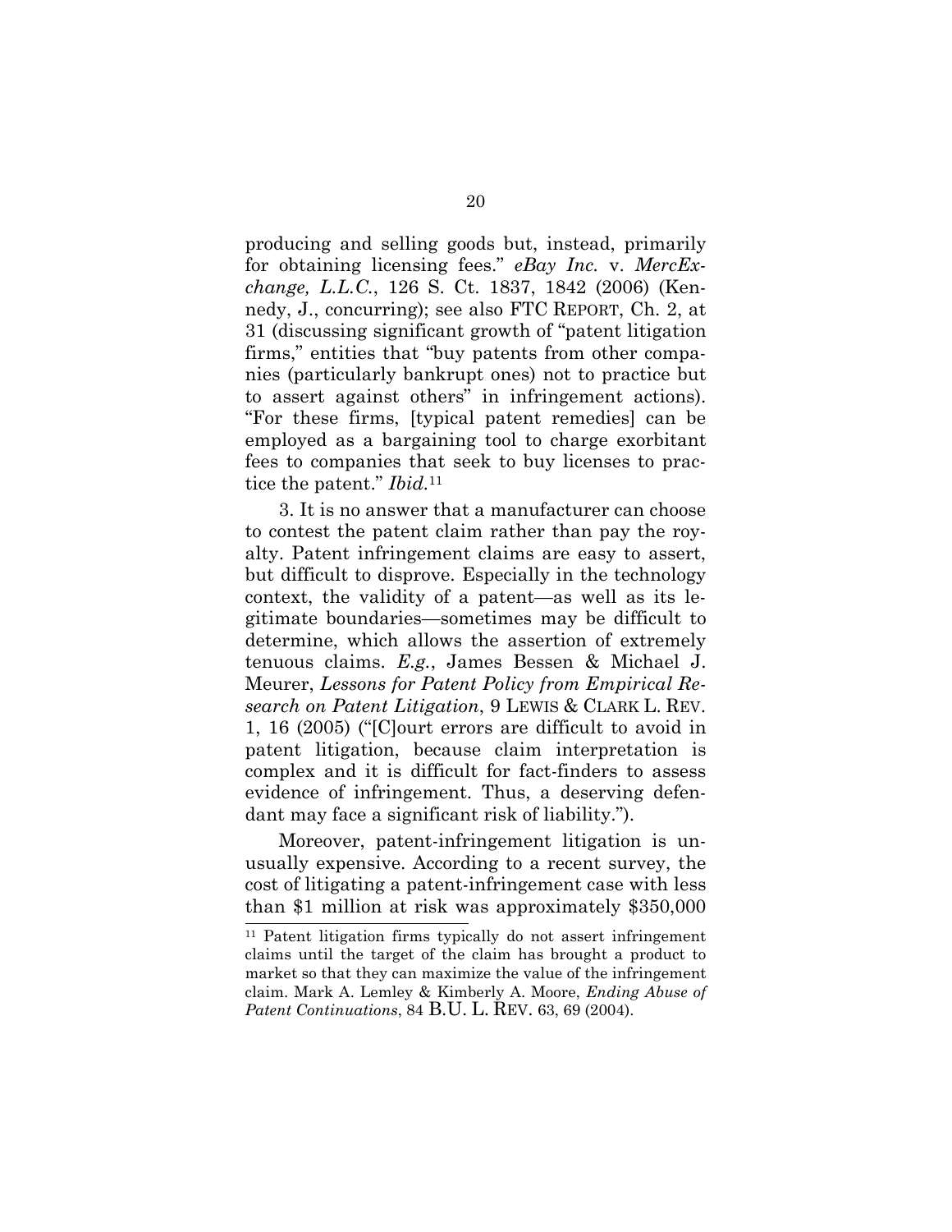producing and selling goods but, instead, primarily for obtaining licensing fees." *eBay Inc.* v. *MercExchange, L.L.C.*, 126 S. Ct. 1837, 1842 (2006) (Kennedy, J., concurring); see also FTC REPORT, Ch. 2, at 31 (discussing significant growth of "patent litigation firms," entities that "buy patents from other companies (particularly bankrupt ones) not to practice but to assert against others" in infringement actions). "For these firms, [typical patent remedies] can be employed as a bargaining tool to charge exorbitant fees to companies that seek to buy licenses to practice the patent." *Ibid.*[11]

3. It is no answer that a manufacturer can choose to contest the patent claim rather than pay the royalty. Patent infringement claims are easy to assert, but difficult to disprove. Especially in the technology context, the validity of a patent—as well as its legitimate boundaries—sometimes may be difficult to determine, which allows the assertion of extremely tenuous claims. *E.g.*, James Bessen & Michael J. Meurer, *Lessons for Patent Policy from Empirical Research on Patent Litigation*, 9 LEWIS & CLARK L. REV. 1, 16 (2005) ("[C]ourt errors are difficult to avoid in patent litigation, because claim interpretation is complex and it is difficult for fact-finders to assess evidence of infringement. Thus, a deserving defendant may face a significant risk of liability.").

Moreover, patent-infringement litigation is unusually expensive. According to a recent survey, the cost of litigating a patent-infringement case with less than $1 million at risk was approximately $350,000

[11] Patent litigation firms typically do not assert infringement claims until the target of the claim has brought a product to market so that they can maximize the value of the infringement claim. Mark A. Lemley & Kimberly A. Moore, *Ending Abuse of Patent Continuations*, 84 B.U. L. REV. 63, 69 (2004).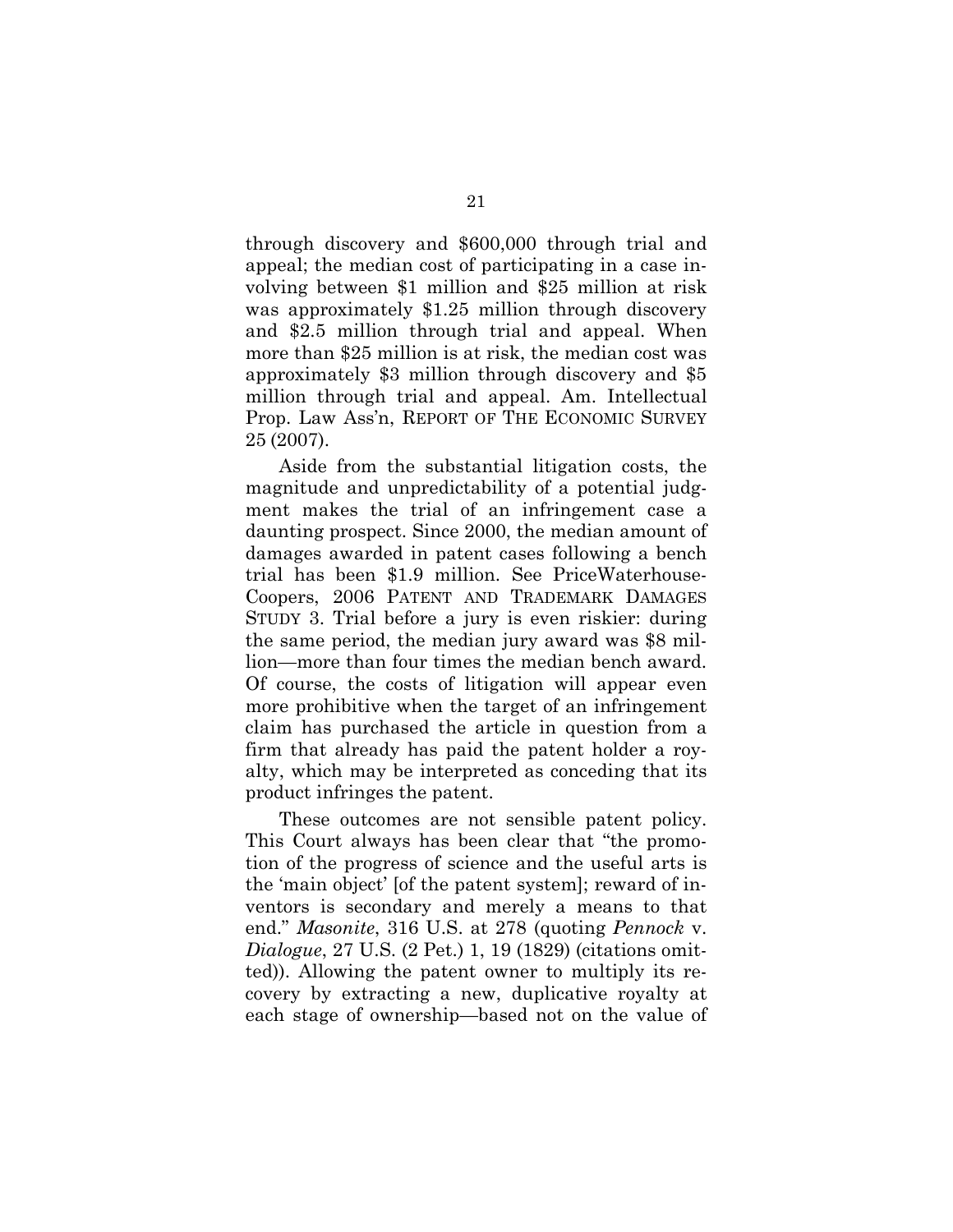through discovery and $600,000 through trial and appeal; the median cost of participating in a case involving between $1 million and $25 million at risk was approximately $1.25 million through discovery and $2.5 million through trial and appeal. When more than $25 million is at risk, the median cost was approximately $3 million through discovery and $5 million through trial and appeal. Am. Intellectual Prop. Law Ass'n, REPORT OF THE ECONOMIC SURVEY 25 (2007).

Aside from the substantial litigation costs, the magnitude and unpredictability of a potential judgment makes the trial of an infringement case a daunting prospect. Since 2000, the median amount of damages awarded in patent cases following a bench trial has been $1.9 million. See PriceWaterhouse-Coopers, 2006 PATENT AND TRADEMARK DAMAGES STUDY 3. Trial before a jury is even riskier: during the same period, the median jury award was $8 million—more than four times the median bench award. Of course, the costs of litigation will appear even more prohibitive when the target of an infringement claim has purchased the article in question from a firm that already has paid the patent holder a royalty, which may be interpreted as conceding that its product infringes the patent.

These outcomes are not sensible patent policy. This Court always has been clear that "the promotion of the progress of science and the useful arts is the 'main object' [of the patent system]; reward of inventors is secondary and merely a means to that end." *Masonite*, 316 U.S. at 278 (quoting *Pennock* v. *Dialogue*, 27 U.S. (2 Pet.) 1, 19 (1829) (citations omitted)). Allowing the patent owner to multiply its recovery by extracting a new, duplicative royalty at each stage of ownership—based not on the value of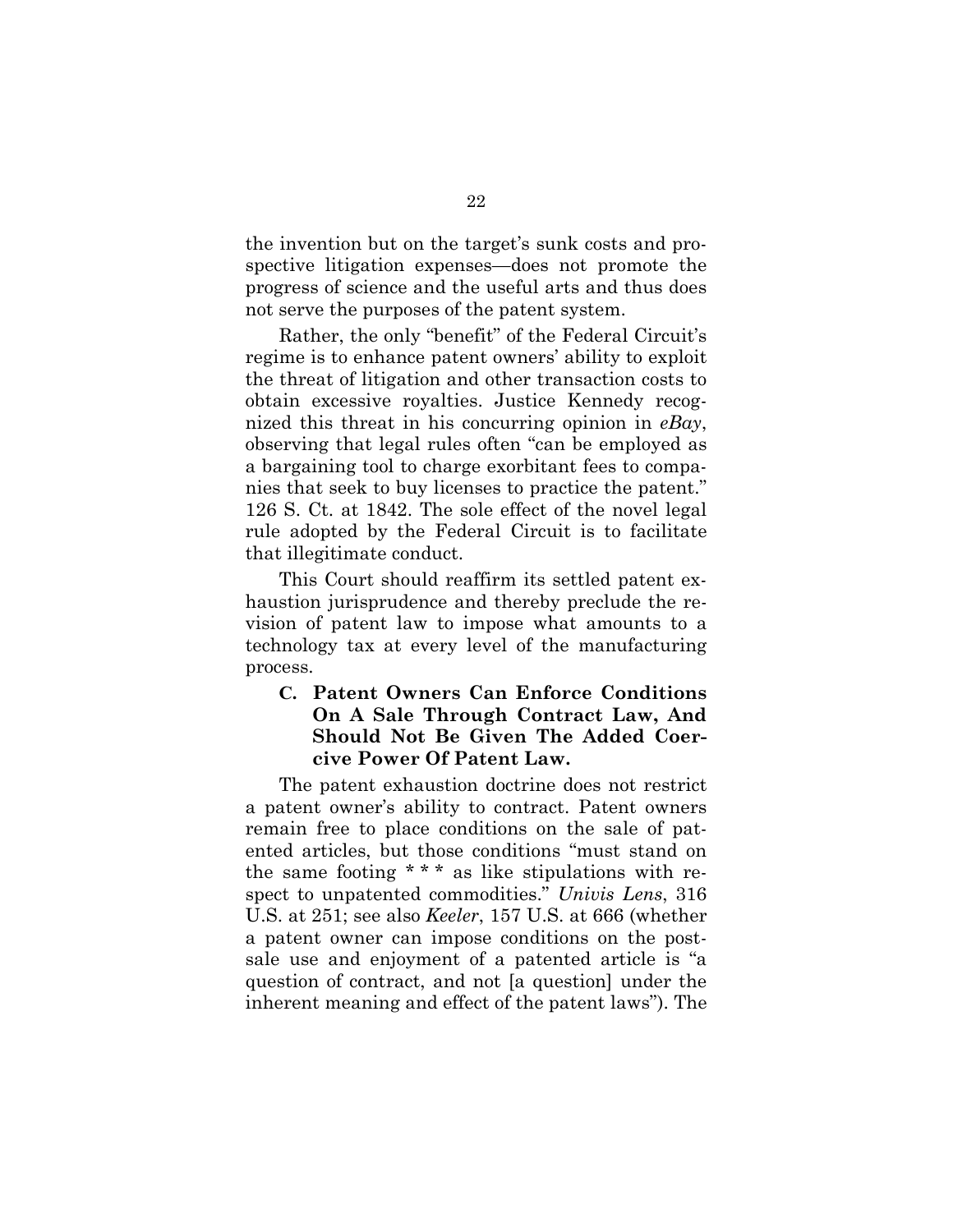the invention but on the target's sunk costs and prospective litigation expenses—does not promote the progress of science and the useful arts and thus does not serve the purposes of the patent system.

Rather, the only "benefit" of the Federal Circuit's regime is to enhance patent owners' ability to exploit the threat of litigation and other transaction costs to obtain excessive royalties. Justice Kennedy recognized this threat in his concurring opinion in *eBay*, observing that legal rules often "can be employed as a bargaining tool to charge exorbitant fees to companies that seek to buy licenses to practice the patent." 126 S. Ct. at 1842. The sole effect of the novel legal rule adopted by the Federal Circuit is to facilitate that illegitimate conduct.

This Court should reaffirm its settled patent exhaustion jurisprudence and thereby preclude the revision of patent law to impose what amounts to a technology tax at every level of the manufacturing process.

### C. Patent Owners Can Enforce Conditions On A Sale Through Contract Law, And Should Not Be Given The Added Coercive Power Of Patent Law.

The patent exhaustion doctrine does not restrict a patent owner's ability to contract. Patent owners remain free to place conditions on the sale of patented articles, but those conditions "must stand on the same footing * * * as like stipulations with respect to unpatented commodities." *Univis Lens*, 316 U.S. at 251; see also *Keeler*, 157 U.S. at 666 (whether a patent owner can impose conditions on the post-sale use and enjoyment of a patented article is "a question of contract, and not [a question] under the inherent meaning and effect of the patent laws"). The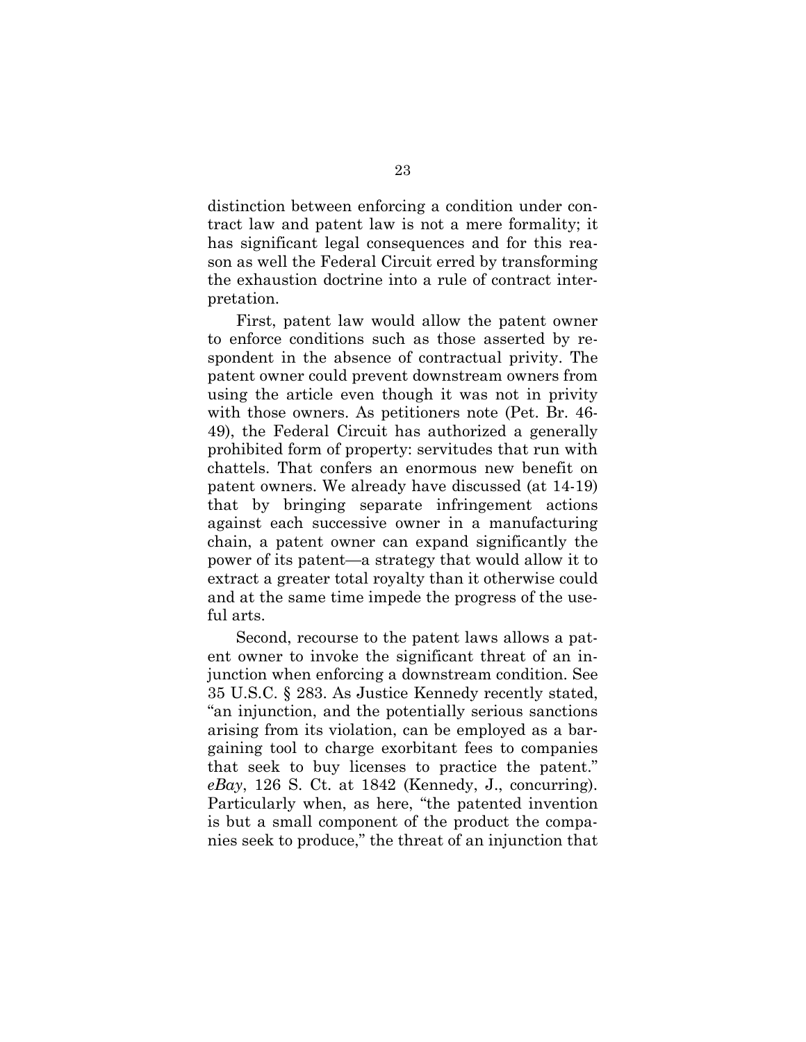distinction between enforcing a condition under contract law and patent law is not a mere formality; it has significant legal consequences and for this reason as well the Federal Circuit erred by transforming the exhaustion doctrine into a rule of contract interpretation.

First, patent law would allow the patent owner to enforce conditions such as those asserted by respondent in the absence of contractual privity. The patent owner could prevent downstream owners from using the article even though it was not in privity with those owners. As petitioners note (Pet. Br. 46-49), the Federal Circuit has authorized a generally prohibited form of property: servitudes that run with chattels. That confers an enormous new benefit on patent owners. We already have discussed (at 14-19) that by bringing separate infringement actions against each successive owner in a manufacturing chain, a patent owner can expand significantly the power of its patent—a strategy that would allow it to extract a greater total royalty than it otherwise could and at the same time impede the progress of the useful arts.

Second, recourse to the patent laws allows a patent owner to invoke the significant threat of an injunction when enforcing a downstream condition. See 35 U.S.C. § 283. As Justice Kennedy recently stated, "an injunction, and the potentially serious sanctions arising from its violation, can be employed as a bargaining tool to charge exorbitant fees to companies that seek to buy licenses to practice the patent." *eBay*, 126 S. Ct. at 1842 (Kennedy, J., concurring). Particularly when, as here, "the patented invention is but a small component of the product the companies seek to produce," the threat of an injunction that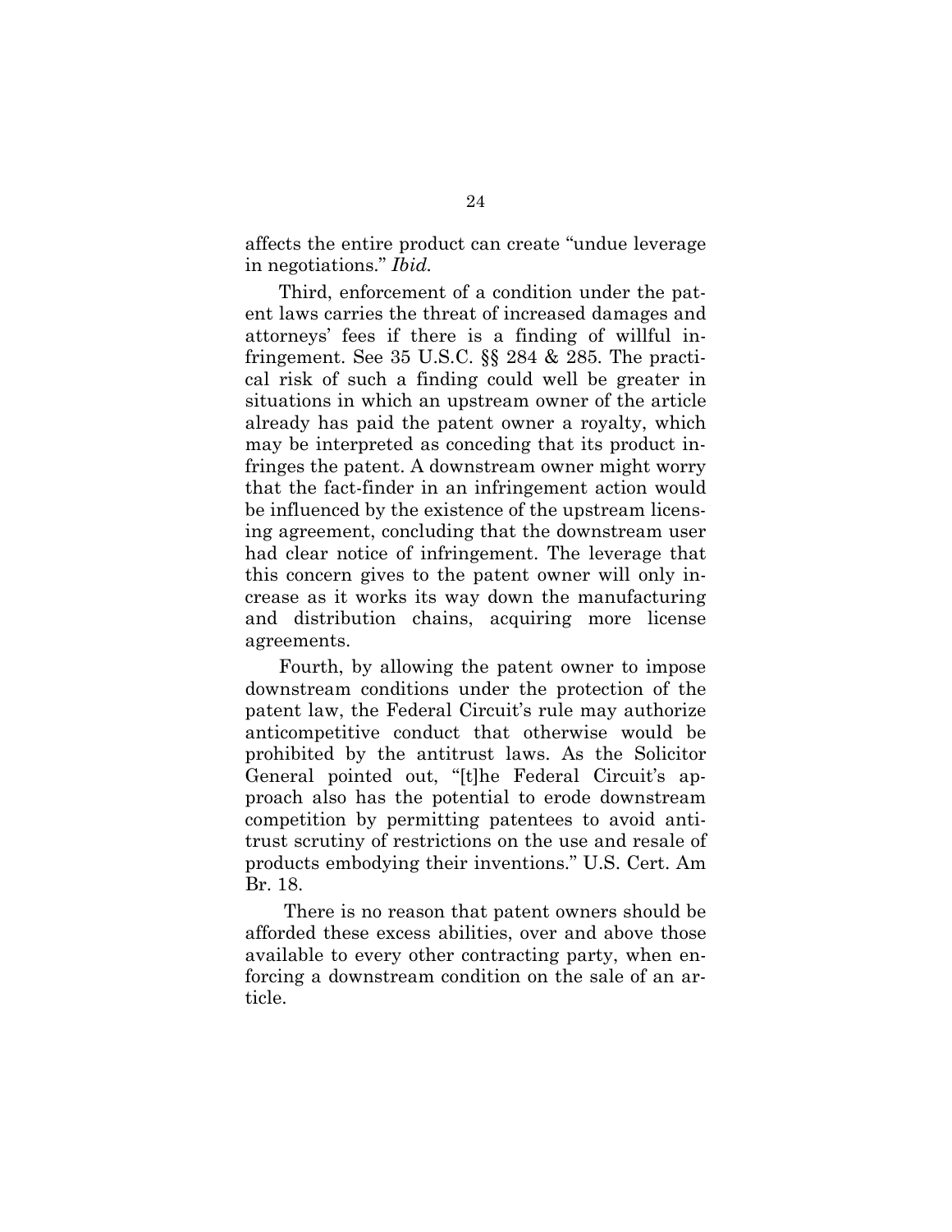affects the entire product can create "undue leverage in negotiations." *Ibid.*

Third, enforcement of a condition under the patent laws carries the threat of increased damages and attorneys' fees if there is a finding of willful infringement. See 35 U.S.C. §§ 284 & 285. The practical risk of such a finding could well be greater in situations in which an upstream owner of the article already has paid the patent owner a royalty, which may be interpreted as conceding that its product infringes the patent. A downstream owner might worry that the fact-finder in an infringement action would be influenced by the existence of the upstream licensing agreement, concluding that the downstream user had clear notice of infringement. The leverage that this concern gives to the patent owner will only increase as it works its way down the manufacturing and distribution chains, acquiring more license agreements.

Fourth, by allowing the patent owner to impose downstream conditions under the protection of the patent law, the Federal Circuit's rule may authorize anticompetitive conduct that otherwise would be prohibited by the antitrust laws. As the Solicitor General pointed out, "[t]he Federal Circuit's approach also has the potential to erode downstream competition by permitting patentees to avoid antitrust scrutiny of restrictions on the use and resale of products embodying their inventions." U.S. Cert. Am Br. 18.

There is no reason that patent owners should be afforded these excess abilities, over and above those available to every other contracting party, when enforcing a downstream condition on the sale of an article.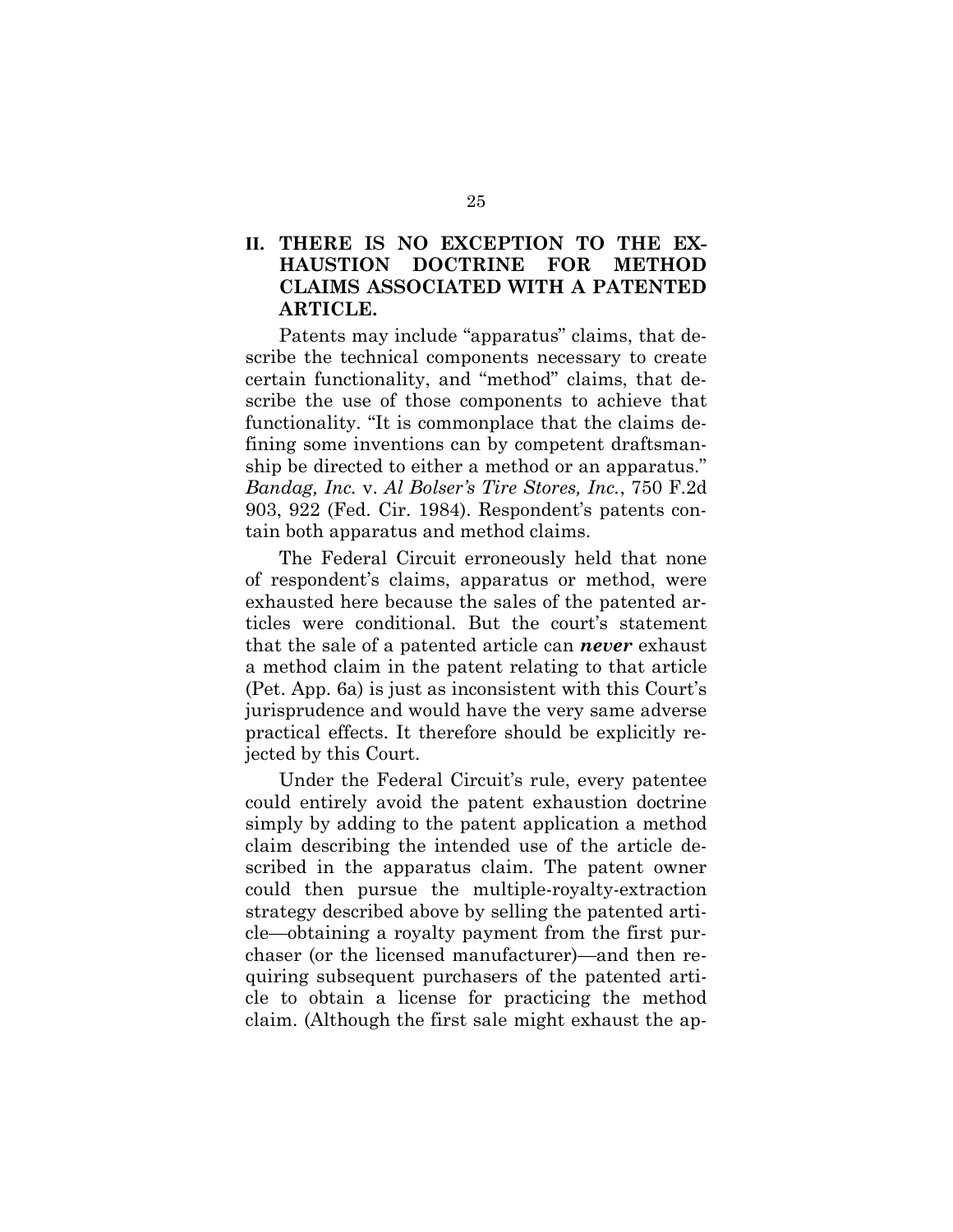## II. THERE IS NO EXCEPTION TO THE EXHAUSTION DOCTRINE FOR METHOD CLAIMS ASSOCIATED WITH A PATENTED ARTICLE.

Patents may include "apparatus" claims, that describe the technical components necessary to create certain functionality, and "method" claims, that describe the use of those components to achieve that functionality. "It is commonplace that the claims defining some inventions can by competent draftsmanship be directed to either a method or an apparatus." *Bandag, Inc.* v. *Al Bolser's Tire Stores, Inc.*, 750 F.2d 903, 922 (Fed. Cir. 1984). Respondent's patents contain both apparatus and method claims.

The Federal Circuit erroneously held that none of respondent's claims, apparatus or method, were exhausted here because the sales of the patented articles were conditional. But the court's statement that the sale of a patented article can ***never*** exhaust a method claim in the patent relating to that article (Pet. App. 6a) is just as inconsistent with this Court's jurisprudence and would have the very same adverse practical effects. It therefore should be explicitly rejected by this Court.

Under the Federal Circuit's rule, every patentee could entirely avoid the patent exhaustion doctrine simply by adding to the patent application a method claim describing the intended use of the article described in the apparatus claim. The patent owner could then pursue the multiple-royalty-extraction strategy described above by selling the patented article—obtaining a royalty payment from the first purchaser (or the licensed manufacturer)—and then requiring subsequent purchasers of the patented article to obtain a license for practicing the method claim. (Although the first sale might exhaust the ap-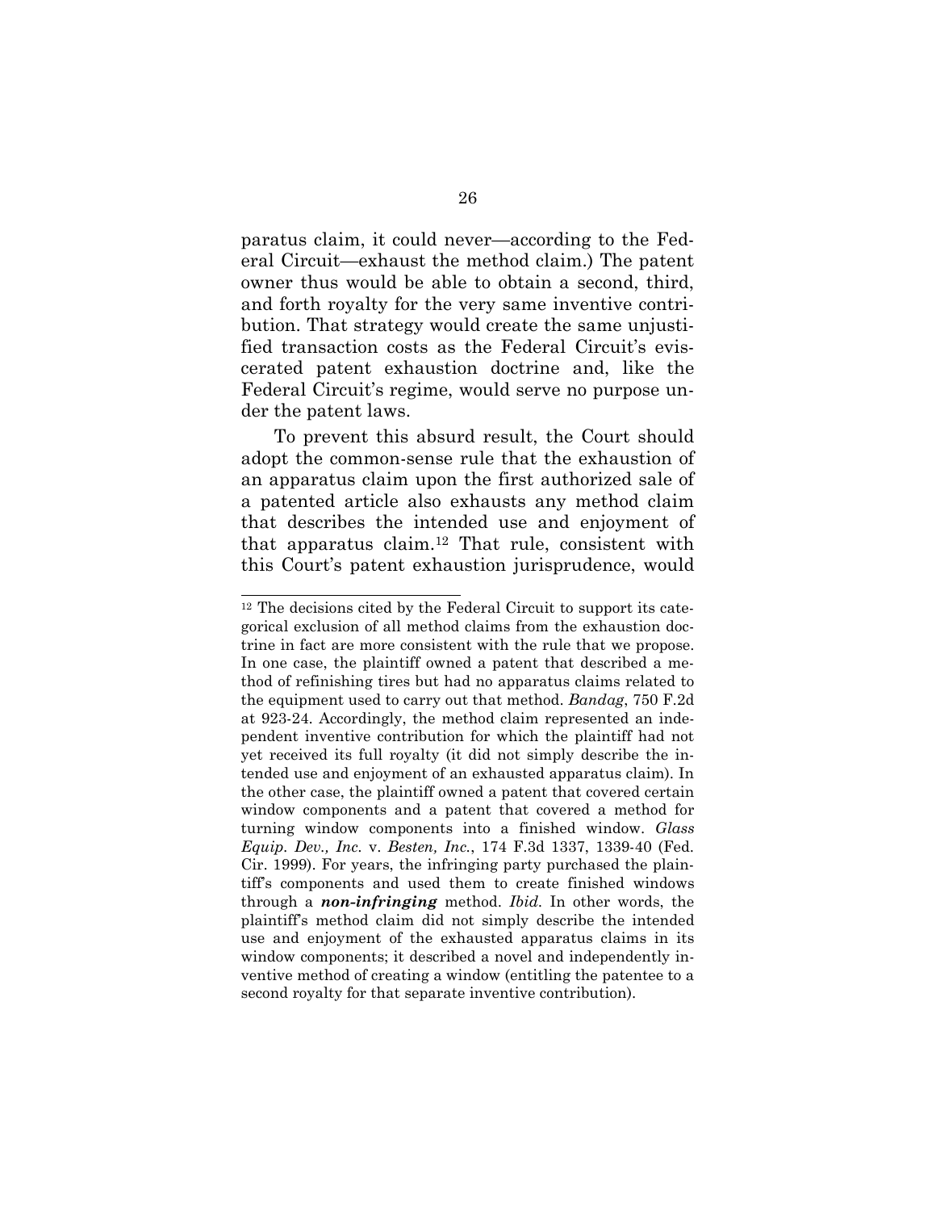paratus claim, it could never—according to the Federal Circuit—exhaust the method claim.) The patent owner thus would be able to obtain a second, third, and forth royalty for the very same inventive contribution. That strategy would create the same unjustified transaction costs as the Federal Circuit's eviscerated patent exhaustion doctrine and, like the Federal Circuit's regime, would serve no purpose under the patent laws.

To prevent this absurd result, the Court should adopt the common-sense rule that the exhaustion of an apparatus claim upon the first authorized sale of a patented article also exhausts any method claim that describes the intended use and enjoyment of that apparatus claim.[12] That rule, consistent with this Court's patent exhaustion jurisprudence, would

---

[12] The decisions cited by the Federal Circuit to support its categorical exclusion of all method claims from the exhaustion doctrine in fact are more consistent with the rule that we propose. In one case, the plaintiff owned a patent that described a method of refinishing tires but had no apparatus claims related to the equipment used to carry out that method. *Bandag*, 750 F.2d at 923-24. Accordingly, the method claim represented an independent inventive contribution for which the plaintiff had not yet received its full royalty (it did not simply describe the intended use and enjoyment of an exhausted apparatus claim). In the other case, the plaintiff owned a patent that covered certain window components and a patent that covered a method for turning window components into a finished window. *Glass Equip. Dev., Inc.* v. *Besten, Inc.*, 174 F.3d 1337, 1339-40 (Fed. Cir. 1999). For years, the infringing party purchased the plaintiff's components and used them to create finished windows through a ***non-infringing*** method. *Ibid.* In other words, the plaintiff's method claim did not simply describe the intended use and enjoyment of the exhausted apparatus claims in its window components; it described a novel and independently inventive method of creating a window (entitling the patentee to a second royalty for that separate inventive contribution).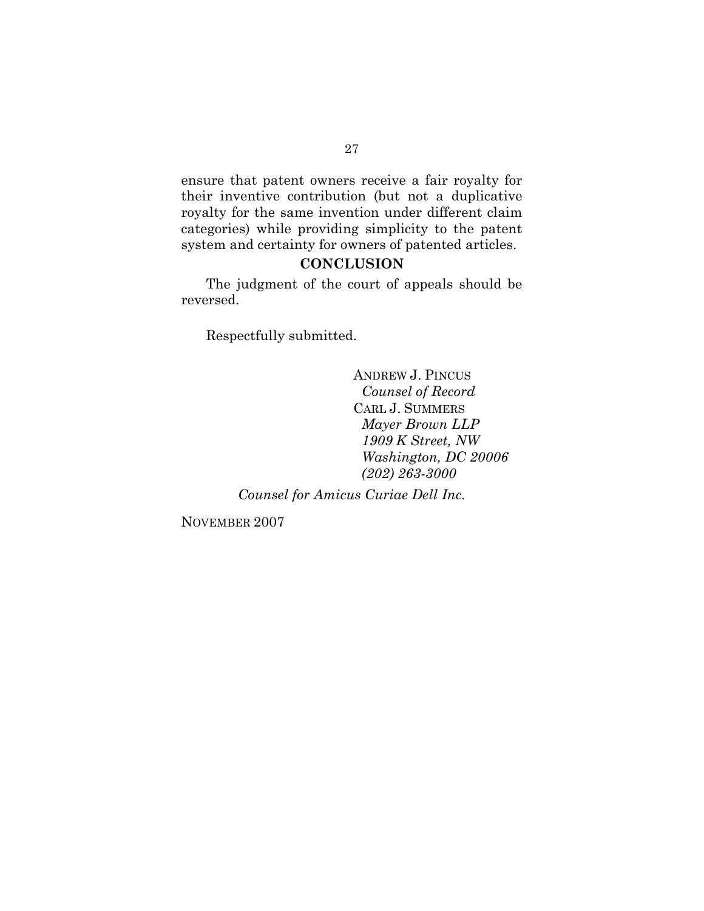ensure that patent owners receive a fair royalty for their inventive contribution (but not a duplicative royalty for the same invention under different claim categories) while providing simplicity to the patent system and certainty for owners of patented articles.

## CONCLUSION

The judgment of the court of appeals should be reversed.

Respectfully submitted.

ANDREW J. PINCUS
*Counsel of Record*
CARL J. SUMMERS
*Mayer Brown LLP*
*1909 K Street, NW*
*Washington, DC 20006*
*(202) 263-3000*

*Counsel for Amicus Curiae Dell Inc.*

NOVEMBER 2007